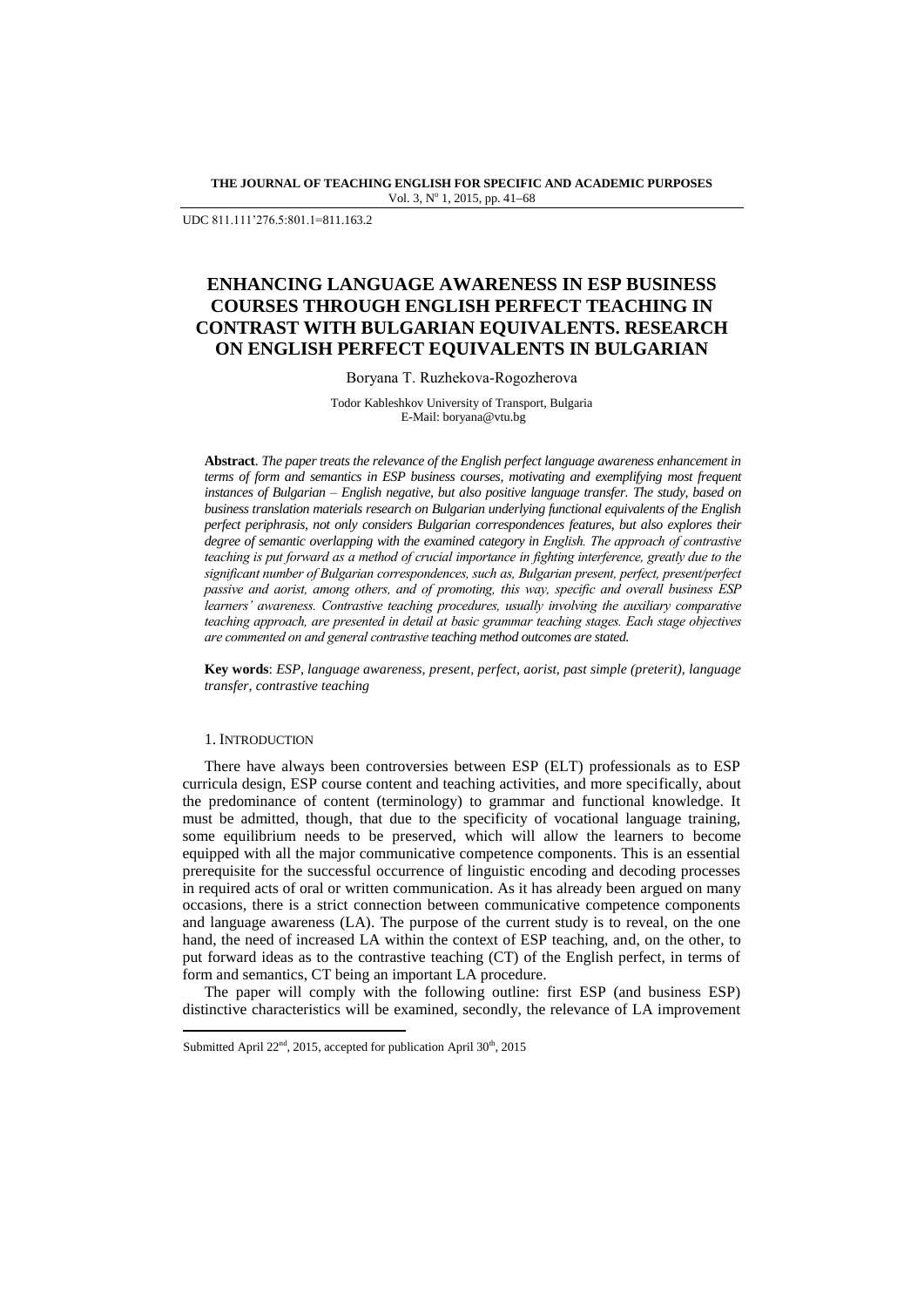UDC 811.111'276.5:801.1=811.163.2

# ENHANCING LANGUAGE AWARENESS IN ESP BUSINESS COURSES THROUGH ENGLISH PERFECT TEACHING IN CONTRAST WITH BULGARIAN EQUIVALENTS. RESEARCH ON ENGLISH PERFECT EQUIVALENTS IN BULGARIAN

Boryana T. Ruzhekova-Rogozherova

Todor Kableshkov University of Transport, Bulgaria
E-Mail: boryana@vtu.bg

**Abstract**. *The paper treats the relevance of the English perfect language awareness enhancement in terms of form and semantics in ESP business courses, motivating and exemplifying most frequent instances of Bulgarian – English negative, but also positive language transfer. The study, based on business translation materials research on Bulgarian underlying functional equivalents of the English perfect periphrasis, not only considers Bulgarian correspondences features, but also explores their degree of semantic overlapping with the examined category in English. The approach of contrastive teaching is put forward as a method of crucial importance in fighting interference, greatly due to the significant number of Bulgarian correspondences, such as, Bulgarian present, perfect, present/perfect passive and aorist, among others, and of promoting, this way, specific and overall business ESP learners' awareness. Contrastive teaching procedures, usually involving the auxiliary comparative teaching approach, are presented in detail at basic grammar teaching stages. Each stage objectives are commented on and general contrastive teaching method outcomes are stated.*

**Key words**: *ESP, language awareness, present, perfect, aorist, past simple (preterit), language transfer, contrastive teaching*

## 1. Introduction

There have always been controversies between ESP (ELT) professionals as to ESP curricula design, ESP course content and teaching activities, and more specifically, about the predominance of content (terminology) to grammar and functional knowledge. It must be admitted, though, that due to the specificity of vocational language training, some equilibrium needs to be preserved, which will allow the learners to become equipped with all the major communicative competence components. This is an essential prerequisite for the successful occurrence of linguistic encoding and decoding processes in required acts of oral or written communication. As it has already been argued on many occasions, there is a strict connection between communicative competence components and language awareness (LA). The purpose of the current study is to reveal, on the one hand, the need of increased LA within the context of ESP teaching, and, on the other, to put forward ideas as to the contrastive teaching (CT) of the English perfect, in terms of form and semantics, CT being an important LA procedure.

The paper will comply with the following outline: first ESP (and business ESP) distinctive characteristics will be examined, secondly, the relevance of LA improvement

Submitted April 22nd, 2015, accepted for publication April 30th, 2015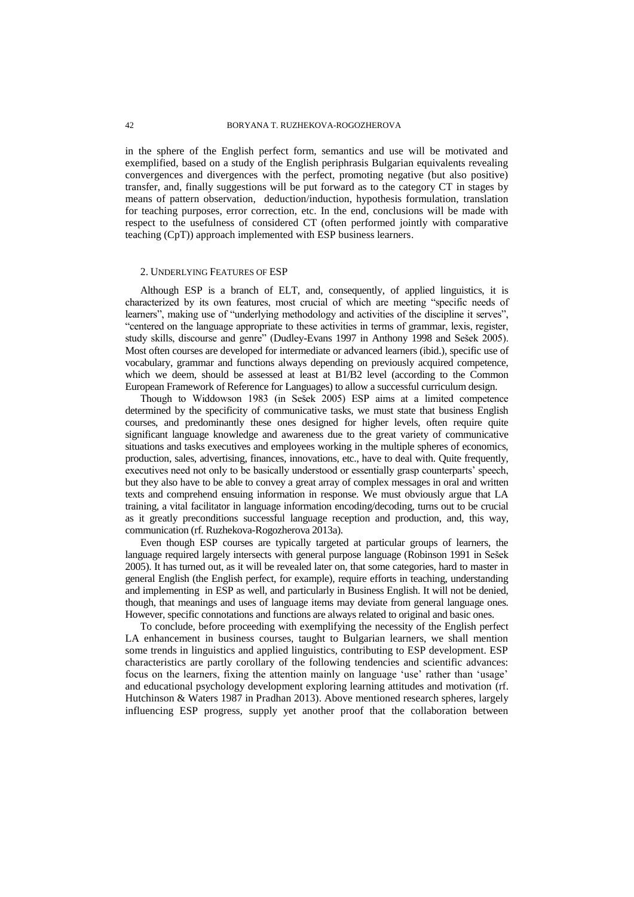in the sphere of the English perfect form, semantics and use will be motivated and exemplified, based on a study of the English periphrasis Bulgarian equivalents revealing convergences and divergences with the perfect, promoting negative (but also positive) transfer, and, finally suggestions will be put forward as to the category CT in stages by means of pattern observation, deduction/induction, hypothesis formulation, translation for teaching purposes, error correction, etc. In the end, conclusions will be made with respect to the usefulness of considered CT (often performed jointly with comparative teaching (CpT)) approach implemented with ESP business learners.

## 2. Underlying Features of ESP

Although ESP is a branch of ELT, and, consequently, of applied linguistics, it is characterized by its own features, most crucial of which are meeting "specific needs of learners", making use of "underlying methodology and activities of the discipline it serves", "centered on the language appropriate to these activities in terms of grammar, lexis, register, study skills, discourse and genre" (Dudley-Evans 1997 in Anthony 1998 and Sešek 2005). Most often courses are developed for intermediate or advanced learners (ibid.), specific use of vocabulary, grammar and functions always depending on previously acquired competence, which we deem, should be assessed at least at B1/B2 level (according to the Common European Framework of Reference for Languages) to allow a successful curriculum design.

Though to Widdowson 1983 (in Sešek 2005) ESP aims at a limited competence determined by the specificity of communicative tasks, we must state that business English courses, and predominantly these ones designed for higher levels, often require quite significant language knowledge and awareness due to the great variety of communicative situations and tasks executives and employees working in the multiple spheres of economics, production, sales, advertising, finances, innovations, etc., have to deal with. Quite frequently, executives need not only to be basically understood or essentially grasp counterparts' speech, but they also have to be able to convey a great array of complex messages in oral and written texts and comprehend ensuing information in response. We must obviously argue that LA training, a vital facilitator in language information encoding/decoding, turns out to be crucial as it greatly preconditions successful language reception and production, and, this way, communication (rf. Ruzhekova-Rogozherova 2013a).

Even though ESP courses are typically targeted at particular groups of learners, the language required largely intersects with general purpose language (Robinson 1991 in Sešek 2005). It has turned out, as it will be revealed later on, that some categories, hard to master in general English (the English perfect, for example), require efforts in teaching, understanding and implementing in ESP as well, and particularly in Business English. It will not be denied, though, that meanings and uses of language items may deviate from general language ones. However, specific connotations and functions are always related to original and basic ones.

To conclude, before proceeding with exemplifying the necessity of the English perfect LA enhancement in business courses, taught to Bulgarian learners, we shall mention some trends in linguistics and applied linguistics, contributing to ESP development. ESP characteristics are partly corollary of the following tendencies and scientific advances: focus on the learners, fixing the attention mainly on language 'use' rather than 'usage' and educational psychology development exploring learning attitudes and motivation (rf. Hutchinson & Waters 1987 in Pradhan 2013). Above mentioned research spheres, largely influencing ESP progress, supply yet another proof that the collaboration between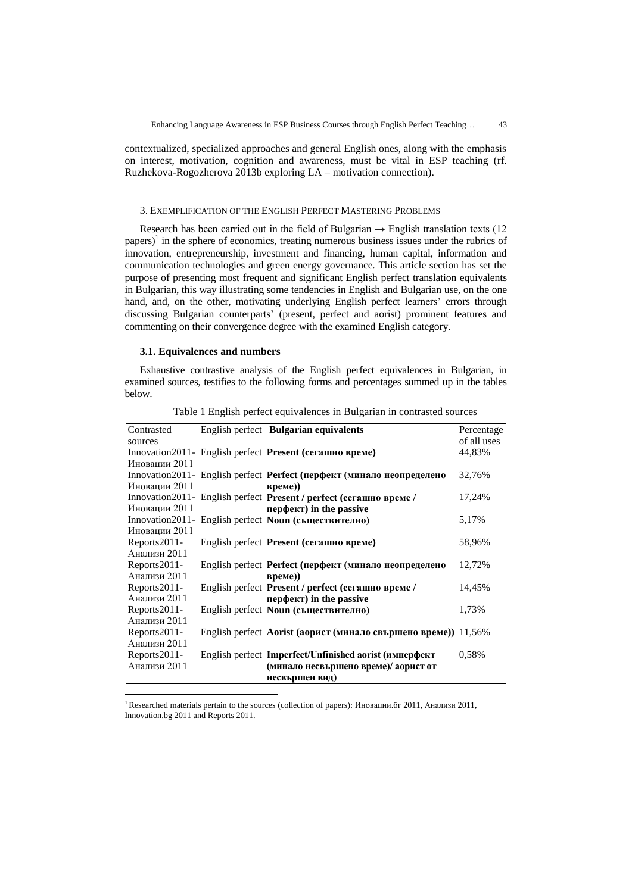contextualized, specialized approaches and general English ones, along with the emphasis on interest, motivation, cognition and awareness, must be vital in ESP teaching (rf. Ruzhekova-Rogozherova 2013b exploring LA – motivation connection).

## 3. Exemplification of the English Perfect Mastering Problems

Research has been carried out in the field of Bulgarian → English translation texts (12 papers)[1] in the sphere of economics, treating numerous business issues under the rubrics of innovation, entrepreneurship, investment and financing, human capital, information and communication technologies and green energy governance. This article section has set the purpose of presenting most frequent and significant English perfect translation equivalents in Bulgarian, this way illustrating some tendencies in English and Bulgarian use, on the one hand, and, on the other, motivating underlying English perfect learners' errors through discussing Bulgarian counterparts' (present, perfect and aorist) prominent features and commenting on their convergence degree with the examined English category.

### 3.1. Equivalences and numbers

Exhaustive contrastive analysis of the English perfect equivalences in Bulgarian, in examined sources, testifies to the following forms and percentages summed up in the tables below.

Table 1 English perfect equivalences in Bulgarian in contrasted sources

| Contrasted sources | English perfect | **Bulgarian equivalents** | Percentage of all uses |
|---|---|---|---|
| Innovation2011- Иновации 2011 | English perfect | **Present (сегашно време)** | 44,83% |
| Innovation2011- Иновации 2011 | English perfect | **Perfect (перфект (минало неопределено време))** | 32,76% |
| Innovation2011- Иновации 2011 | English perfect | **Present / perfect (сегашно време / перфект) in the passive** | 17,24% |
| Innovation2011- Иновации 2011 | English perfect | **Noun (съществително)** | 5,17% |
| Reports2011- Анализи 2011 | English perfect | **Present (сегашно време)** | 58,96% |
| Reports2011- Анализи 2011 | English perfect | **Perfect (перфект (минало неопределено време))** | 12,72% |
| Reports2011- Анализи 2011 | English perfect | **Present / perfect (сегашно време / перфект) in the passive** | 14,45% |
| Reports2011- Анализи 2011 | English perfect | **Noun (съществително)** | 1,73% |
| Reports2011- Анализи 2011 | English perfect | **Aorist (аорист (минало свършено време))** | 11,56% |
| Reports2011- Анализи 2011 | English perfect | **Imperfect/Unfinished aorist (имперфект (минало несвършено време)/ аорист от несвършен вид)** | 0,58% |

[1] Researched materials pertain to the sources (collection of papers): Иновации.бг 2011, Анализи 2011, Innovation.bg 2011 and Reports 2011.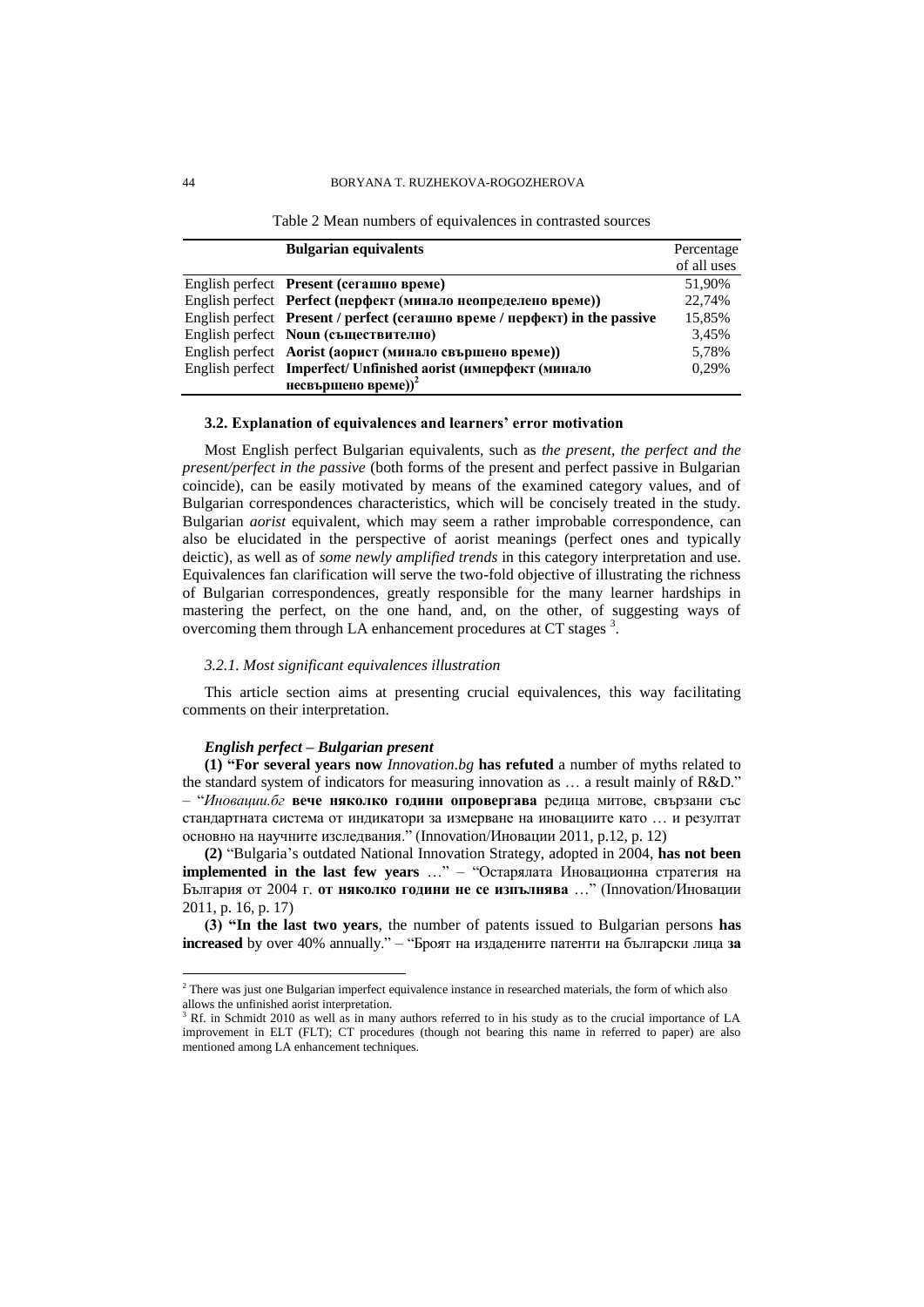Table 2 Mean numbers of equivalences in contrasted sources

| | Bulgarian equivalents | Percentage of all uses |
|---|---|---|
| English perfect | **Present (сегашно време)** | 51,90% |
| English perfect | **Perfect (перфект (минало неопределено време))** | 22,74% |
| English perfect | **Present / perfect (сегашно време / перфект) in the passive** | 15,85% |
| English perfect | **Noun (съществително)** | 3,45% |
| English perfect | **Aorist (аорист (минало свършено време))** | 5,78% |
| English perfect | **Imperfect/ Unfinished aorist (имперфект (минало несвършено време))**[2] | 0,29% |

### 3.2. Explanation of equivalences and learners' error motivation

Most English perfect Bulgarian equivalents, such as *the present, the perfect and the present/perfect in the passive* (both forms of the present and perfect passive in Bulgarian coincide), can be easily motivated by means of the examined category values, and of Bulgarian correspondences characteristics, which will be concisely treated in the study. Bulgarian *aorist* equivalent, which may seem a rather improbable correspondence, can also be elucidated in the perspective of aorist meanings (perfect ones and typically deictic), as well as of *some newly amplified trends* in this category interpretation and use. Equivalences fan clarification will serve the two-fold objective of illustrating the richness of Bulgarian correspondences, greatly responsible for the many learner hardships in mastering the perfect, on the one hand, and, on the other, of suggesting ways of overcoming them through LA enhancement procedures at CT stages [3].

#### *3.2.1. Most significant equivalences illustration*

This article section aims at presenting crucial equivalences, this way facilitating comments on their interpretation.

***English perfect – Bulgarian present***

**(1) "For several years now** *Innovation.bg* **has refuted** a number of myths related to the standard system of indicators for measuring innovation as … a result mainly of R&D." – "*Иновации.бг* **вече няколко години опровергава** редица митове, свързани със стандартната система от индикатори за измерване на иновациите като … и резултат основно на научните изследвания." (Innovation/Иновации 2011, p.12, p. 12)

**(2)** "Bulgaria's outdated National Innovation Strategy, adopted in 2004, **has not been implemented in the last few years** …" – "Остарялата Иновационна стратегия на България от 2004 г. **от няколко години не се изпълнява** …" (Innovation/Иновации 2011, p. 16, p. 17)

**(3) "In the last two years**, the number of patents issued to Bulgarian persons **has increased** by over 40% annually." – "Броят на издадените патенти на български лица **за**

---

[2] There was just one Bulgarian imperfect equivalence instance in researched materials, the form of which also allows the unfinished aorist interpretation.

[3] Rf. in Schmidt 2010 as well as in many authors referred to in his study as to the crucial importance of LA improvement in ELT (FLT); CT procedures (though not bearing this name in referred to paper) are also mentioned among LA enhancement techniques.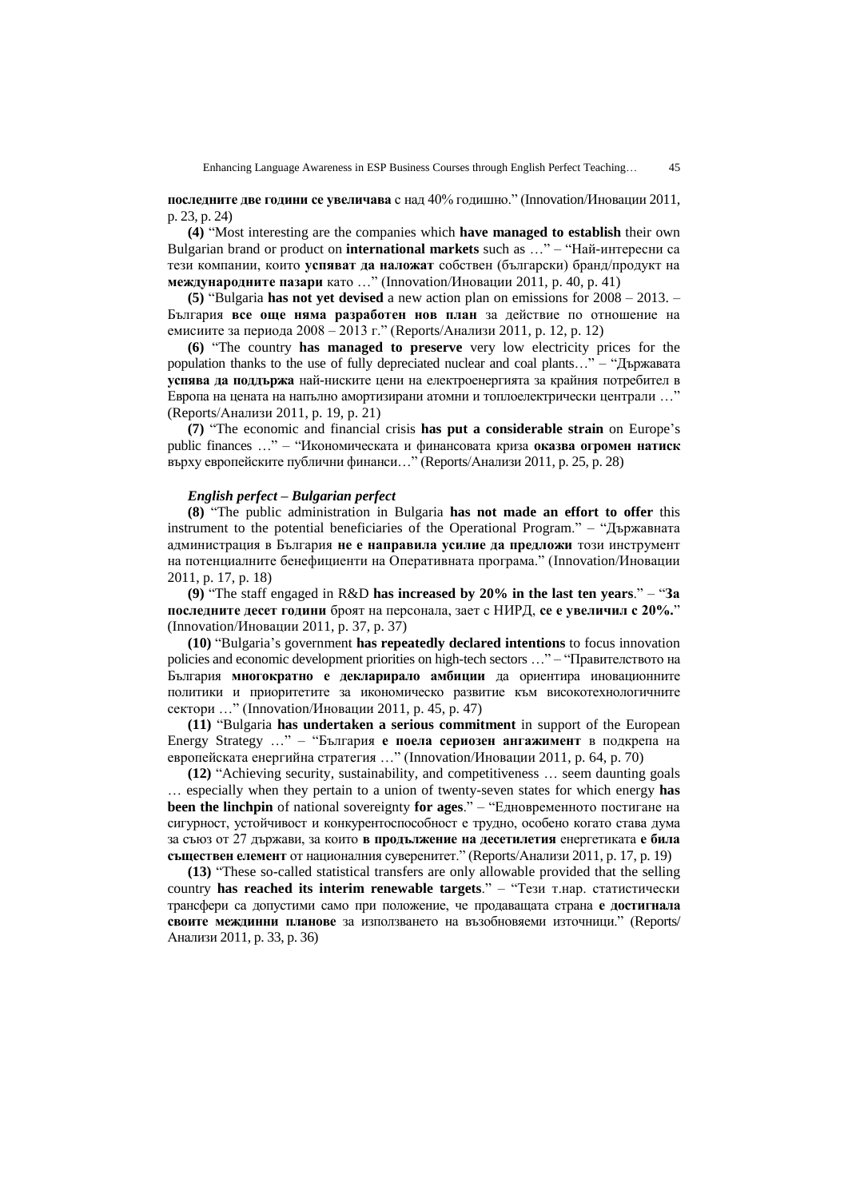**последните две години се увеличава** с над 40% годишно." (Innovation/Иновации 2011, p. 23, p. 24)

**(4)** "Most interesting are the companies which **have managed to establish** their own Bulgarian brand or product on **international markets** such as …" – "Най-интересни са тези компании, които **успяват да наложат** собствен (български) бранд/продукт на **международните пазари** като …" (Innovation/Иновации 2011, p. 40, p. 41)

**(5)** "Bulgaria **has not yet devised** a new action plan on emissions for 2008 – 2013. – България **все още няма разработен нов план** за действие по отношение на емисиите за периода 2008 – 2013 г." (Reports/Анализи 2011, p. 12, p. 12)

**(6)** "The country **has managed to preserve** very low electricity prices for the population thanks to the use of fully depreciated nuclear and coal plants…" – "Държавата **успява да поддържа** най-ниските цени на електроенергията за крайния потребител в Европа на цената на напълно амортизирани атомни и топлоелектрически централи …" (Reports/Анализи 2011, p. 19, p. 21)

**(7)** "The economic and financial crisis **has put a considerable strain** on Europe's public finances …" – "Икономическата и финансовата криза **оказва огромен натиск** върху европейските публични финанси…" (Reports/Анализи 2011, p. 25, p. 28)

***English perfect – Bulgarian perfect***

**(8)** "The public administration in Bulgaria **has not made an effort to offer** this instrument to the potential beneficiaries of the Operational Program." – "Държавната администрация в България **не е направила усилие да предложи** този инструмент на потенциалните бенефициенти на Оперативната програма." (Innovation/Иновации 2011, p. 17, p. 18)

**(9)** "The staff engaged in R&D **has increased by 20% in the last ten years**." – "**За последните десет години** броят на персонала, зает с НИРД, **се е увеличил с 20%.**" (Innovation/Иновации 2011, p. 37, p. 37)

**(10)** "Bulgaria's government **has repeatedly declared intentions** to focus innovation policies and economic development priorities on high-tech sectors …" – "Правителството на България **многократно е декларирало амбиции** да ориентира иновационните политики и приоритетите за икономическо развитие към високотехнологичните сектори …" (Innovation/Иновации 2011, p. 45, p. 47)

**(11)** "Bulgaria **has undertaken a serious commitment** in support of the European Energy Strategy …" – "България **е поела сериозен ангажимент** в подкрепа на европейската енергийна стратегия …" (Innovation/Иновации 2011, p. 64, p. 70)

**(12)** "Achieving security, sustainability, and competitiveness … seem daunting goals … especially when they pertain to a union of twenty-seven states for which energy **has been the linchpin** of national sovereignty **for ages**." – "Едновременното постигане на сигурност, устойчивост и конкурентоспособност е трудно, особено когато става дума за съюз от 27 държави, за които **в продължение на десетилетия** енергетиката **е била съществен елемент** от националния суверенитет." (Reports/Анализи 2011, p. 17, p. 19)

**(13)** "These so-called statistical transfers are only allowable provided that the selling country **has reached its interim renewable targets**." – "Тези т.нар. статистически трансфери са допустими само при положение, че продаващата страна **е достигнала своите междинни планове** за използването на възобновяеми източници." (Reports/Анализи 2011, p. 33, p. 36)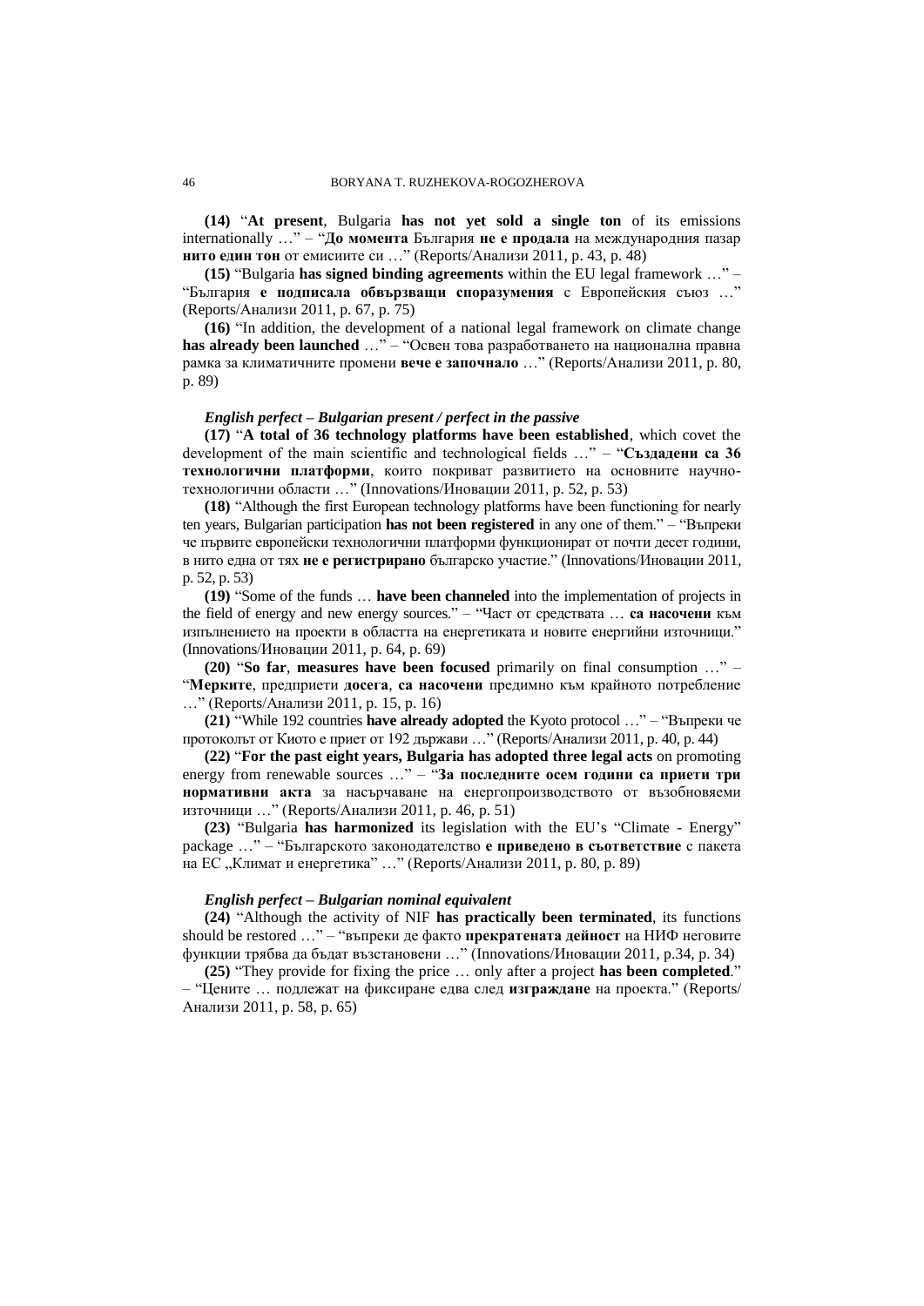**(14)** "**At present**, Bulgaria **has not yet sold a single ton** of its emissions internationally …" – "**До момента** България **не е продала** на международния пазар **нито един тон** от емисиите си …" (Reports/Анализи 2011, p. 43, p. 48)

**(15)** "Bulgaria **has signed binding agreements** within the EU legal framework …" – "България **е подписала обвързващи споразумения** с Европейския съюз …" (Reports/Анализи 2011, p. 67, p. 75)

**(16)** "In addition, the development of a national legal framework on climate change **has already been launched** …" – "Освен това разработването на национална правна рамка за климатичните промени **вече е започнало** …" (Reports/Анализи 2011, p. 80, p. 89)

***English perfect – Bulgarian present / perfect in the passive***

**(17)** "**A total of 36 technology platforms have been established**, which covet the development of the main scientific and technological fields …" – "**Създадени са 36 технологични платформи**, които покриват развитието на основните научно-технологични области …" (Innovations/Иновации 2011, p. 52, p. 53)

**(18)** "Although the first European technology platforms have been functioning for nearly ten years, Bulgarian participation **has not been registered** in any one of them." – "Въпреки че първите европейски технологични платформи функционират от почти десет години, в нито една от тях **не е регистрирано** българско участие." (Innovations/Иновации 2011, p. 52, p. 53)

**(19)** "Some of the funds … **have been channeled** into the implementation of projects in the field of energy and new energy sources." – "Част от средствата … **са насочени** към изпълнението на проекти в областта на енергетиката и новите енергийни източници." (Innovations/Иновации 2011, p. 64, p. 69)

**(20)** "**So far**, **measures have been focused** primarily on final consumption …" – "**Мерките**, предприети **досега**, **са насочени** предимно към крайното потребление …" (Reports/Анализи 2011, p. 15, p. 16)

**(21)** "While 192 countries **have already adopted** the Kyoto protocol …" – "Въпреки че протоколът от Киото е приет от 192 държави …" (Reports/Анализи 2011, p. 40, p. 44)

**(22)** "**For the past eight years, Bulgaria has adopted three legal acts** on promoting energy from renewable sources …" – "**За последните осем години са приети три нормативни акта** за насърчаване на енергопроизводството от възобновяеми източници …" (Reports/Анализи 2011, p. 46, p. 51)

**(23)** "Bulgaria **has harmonized** its legislation with the EU's "Climate - Energy" package …" – "Българското законодателство **е приведено в съответствие** с пакета на ЕС „Климат и енергетика" …" (Reports/Анализи 2011, p. 80, p. 89)

***English perfect – Bulgarian nominal equivalent***

**(24)** "Although the activity of NIF **has practically been terminated**, its functions should be restored …" – "въпреки де факто **прекратената дейност** на НИФ неговите функции трябва да бъдат възстановени …" (Innovations/Иновации 2011, p.34, p. 34)

**(25)** "They provide for fixing the price … only after a project **has been completed**." – "Цените … подлежат на фиксиране едва след **изграждане** на проекта." (Reports/Анализи 2011, p. 58, p. 65)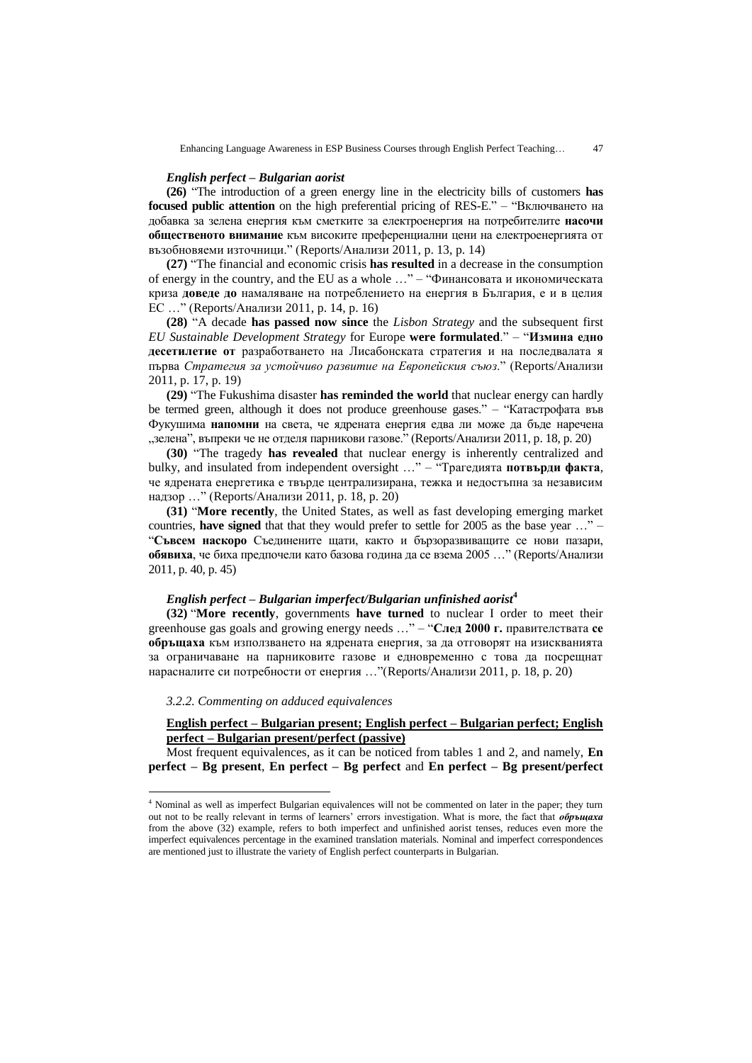### *English perfect – Bulgarian aorist*

**(26)** "The introduction of a green energy line in the electricity bills of customers **has focused public attention** on the high preferential pricing of RES-E." – "Включването на добавка за зелена енергия към сметките за електроенергия на потребителите **насочи общественото внимание** към високите преференциални цени на електроенергията от възобновяеми източници." (Reports/Анализи 2011, p. 13, p. 14)

**(27)** "The financial and economic crisis **has resulted** in a decrease in the consumption of energy in the country, and the EU as a whole …" – "Финансовата и икономическата криза **доведе до** намаляване на потреблението на енергия в България, е и в целия ЕС …" (Reports/Анализи 2011, p. 14, p. 16)

**(28)** "A decade **has passed now since** the *Lisbon Strategy* and the subsequent first *EU Sustainable Development Strategy* for Europe **were formulated**." – "**Измина едно десетилетие от** разработването на Лисабонската стратегия и на последвалата я първа *Стратегия за устойчиво развитие на Европейския съюз*." (Reports/Анализи 2011, p. 17, p. 19)

**(29)** "The Fukushima disaster **has reminded the world** that nuclear energy can hardly be termed green, although it does not produce greenhouse gases." – "Катастрофата във Фукушима **напомни** на света, че ядрената енергия едва ли може да бъде наречена „зелена", въпреки че не отделя парникови газове." (Reports/Анализи 2011, p. 18, p. 20)

**(30)** "The tragedy **has revealed** that nuclear energy is inherently centralized and bulky, and insulated from independent oversight …" – "Трагедията **потвърди факта**, че ядрената енергетика е твърде централизирана, тежка и недостъпна за независим надзор …" (Reports/Анализи 2011, p. 18, p. 20)

**(31)** "**More recently**, the United States, as well as fast developing emerging market countries, **have signed** that that they would prefer to settle for 2005 as the base year …" – "**Съвсем наскоро** Съединените щати, както и бързоразвиващите се нови пазари, **обявиха**, че биха предпочели като базова година да се взема 2005 …" (Reports/Анализи 2011, p. 40, p. 45)

### *English perfect – Bulgarian imperfect/Bulgarian unfinished aorist*[4]

**(32)** "**More recently**, governments **have turned** to nuclear I order to meet their greenhouse gas goals and growing energy needs …" – "**След 2000 г.** правителствата **се обръщаха** към използването на ядрената енергия, за да отговорят на изискванията за ограничаване на парниковите газове и едновременно с това да посрещнат нарасналите си потребности от енергия …"(Reports/Анализи 2011, p. 18, p. 20)

#### *3.2.2. Commenting on adduced equivalences*

**English perfect – Bulgarian present; English perfect – Bulgarian perfect; English perfect – Bulgarian present/perfect (passive)**

Most frequent equivalences, as it can be noticed from tables 1 and 2, and namely, **En perfect – Bg present**, **En perfect – Bg perfect** and **En perfect – Bg present/perfect**

---

[4] Nominal as well as imperfect Bulgarian equivalences will not be commented on later in the paper; they turn out not to be really relevant in terms of learners' errors investigation. What is more, the fact that ***обръщаха*** from the above (32) example, refers to both imperfect and unfinished aorist tenses, reduces even more the imperfect equivalences percentage in the examined translation materials. Nominal and imperfect correspondences are mentioned just to illustrate the variety of English perfect counterparts in Bulgarian.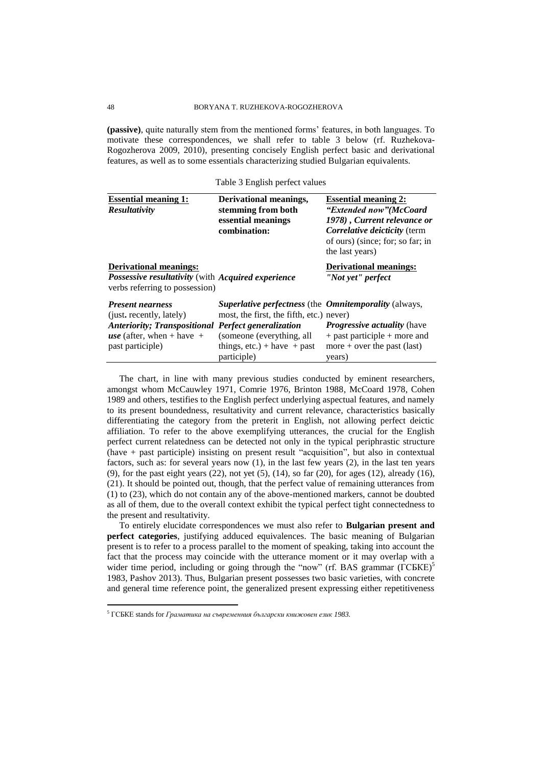**(passive)**, quite naturally stem from the mentioned forms' features, in both languages. To motivate these correspondences, we shall refer to table 3 below (rf. Ruzhekova-Rogozherova 2009, 2010), presenting concisely English perfect basic and derivational features, as well as to some essentials characterizing studied Bulgarian equivalents.

Table 3 English perfect values

| **Essential meaning 1:** ***Resultativity*** | **Derivational meanings, stemming from both essential meanings combination:** | **Essential meaning 2:** ***"Extended now"(McCoard 1978) , Current relevance or Correlative deicticity*** (term of ours) (since; for; so far; in the last years) |
|---|---|---|
| **Derivational meanings:** ***Possessive resultativity*** (with verbs referring to possession) | ***Acquired experience*** | **Derivational meanings:** ***"Not yet" perfect*** |
| ***Present nearness*** (just**.** recently, lately) ***Anteriority; Transpositional use*** (after, when + have + past participle) | ***Superlative perfectness*** (the most, the first, the fifth, etc.) ***Perfect generalization*** (someone (everything, all things, etc.) + have + past participle) | ***Omnitemporality*** (always, never) ***Progressive actuality*** (have + past participle + more and more + over the past (last) years) |

The chart, in line with many previous studies conducted by eminent researchers, amongst whom McCauwley 1971, Comrie 1976, Brinton 1988, McCoard 1978, Cohen 1989 and others, testifies to the English perfect underlying aspectual features, and namely to its present boundedness, resultativity and current relevance, characteristics basically differentiating the category from the preterit in English, not allowing perfect deictic affiliation. To refer to the above exemplifying utterances, the crucial for the English perfect current relatedness can be detected not only in the typical periphrastic structure (have + past participle) insisting on present result "acquisition", but also in contextual factors, such as: for several years now (1), in the last few years (2), in the last ten years (9), for the past eight years (22), not yet (5), (14), so far (20), for ages (12), already (16), (21). It should be pointed out, though, that the perfect value of remaining utterances from (1) to (23), which do not contain any of the above-mentioned markers, cannot be doubted as all of them, due to the overall context exhibit the typical perfect tight connectedness to the present and resultativity.

To entirely elucidate correspondences we must also refer to **Bulgarian present and perfect categories**, justifying adduced equivalences. The basic meaning of Bulgarian present is to refer to a process parallel to the moment of speaking, taking into account the fact that the process may coincide with the utterance moment or it may overlap with a wider time period, including or going through the "now" (rf. BAS grammar (ГСБКЕ)[5] 1983, Pashov 2013). Thus, Bulgarian present possesses two basic varieties, with concrete and general time reference point, the generalized present expressing either repetitiveness

[5] ГСБКЕ stands for *Граматика на съвременния български книжовен език 1983.*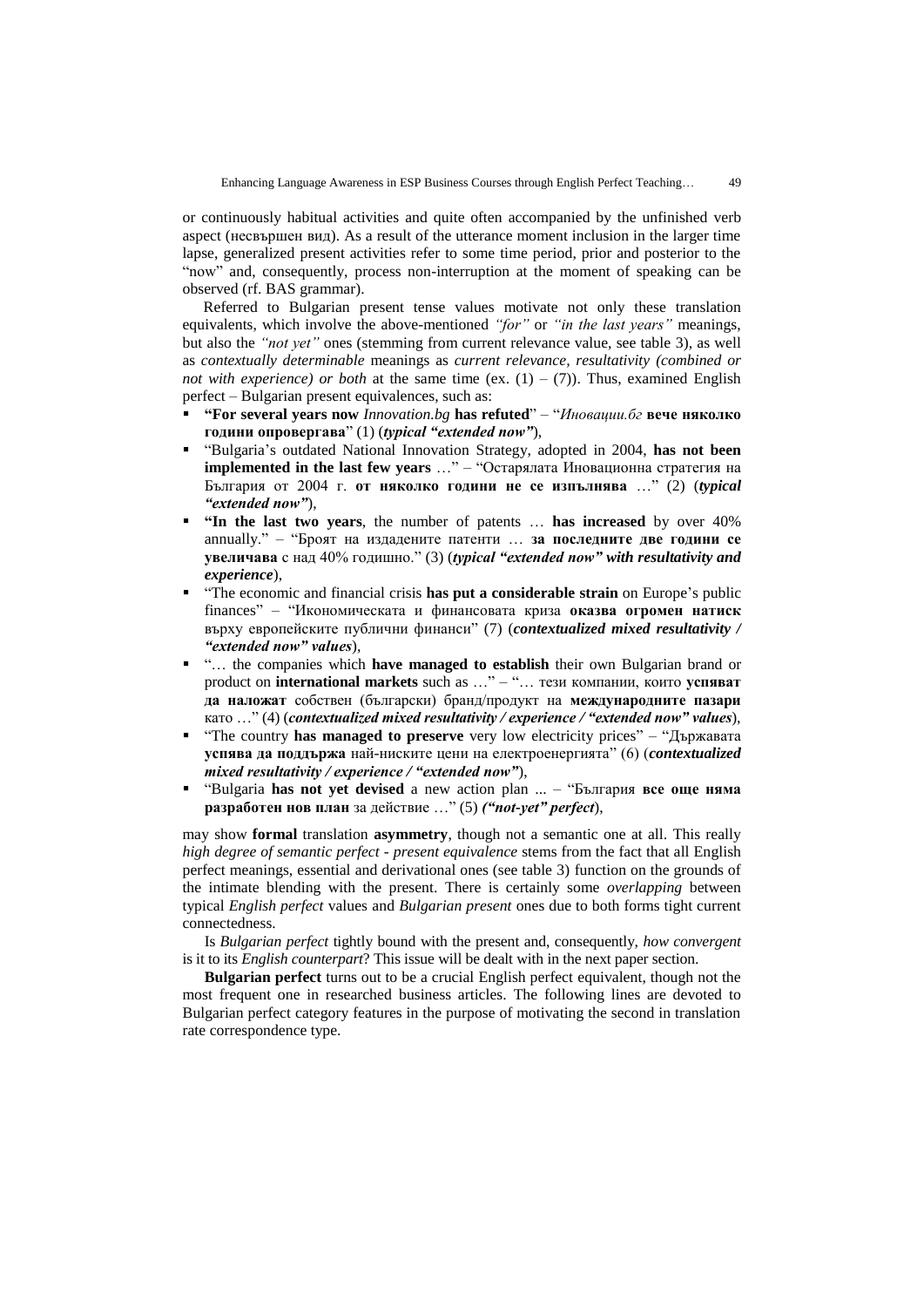or continuously habitual activities and quite often accompanied by the unfinished verb aspect (несвършен вид). As a result of the utterance moment inclusion in the larger time lapse, generalized present activities refer to some time period, prior and posterior to the "now" and, consequently, process non-interruption at the moment of speaking can be observed (rf. BAS grammar).

Referred to Bulgarian present tense values motivate not only these translation equivalents, which involve the above-mentioned *"for"* or *"in the last years"* meanings, but also the *"not yet"* ones (stemming from current relevance value, see table 3), as well as *contextually determinable* meanings as *current relevance, resultativity (combined or not with experience) or both* at the same time (ex. (1) – (7)). Thus, examined English perfect – Bulgarian present equivalences, such as:

- **"For several years now** *Innovation.bg* **has refuted**" – "*Иновации.бг* **вече няколко години опровергава**" (1) (***typical "extended now"***),
- "Bulgaria's outdated National Innovation Strategy, adopted in 2004, **has not been implemented in the last few years** …" – "Остарялата Иновационна стратегия на България от 2004 г. **от няколко години не се изпълнява** …" (2) (***typical "extended now"***),
- **"In the last two years**, the number of patents … **has increased** by over 40% annually." – "Броят на издадените патенти … **за последните две години се увеличава** с над 40% годишно." (3) (***typical "extended now" with resultativity and experience***),
- "The economic and financial crisis **has put a considerable strain** on Europe's public finances" – "Икономическата и финансовата криза **оказва огромен натиск** върху европейските публични финанси" (7) (***contextualized mixed resultativity / "extended now" values***),
- "… the companies which **have managed to establish** their own Bulgarian brand or product on **international markets** such as …" – "… тези компании, които **успяват да наложат** собствен (български) бранд/продукт на **международните пазари** като …" (4) (***contextualized mixed resultativity / experience / "extended now" values***),
- "The country **has managed to preserve** very low electricity prices" – "Държавата **успява да поддържа** най-ниските цени на електроенергията" (6) (***contextualized mixed resultativity / experience / "extended now"***),
- "Bulgaria **has not yet devised** a new action plan ... – "България **все още няма разработен нов план** за действие …" (5) ***("not-yet" perfect***),

may show **formal** translation **asymmetry**, though not a semantic one at all. This really *high degree of semantic perfect - present equivalence* stems from the fact that all English perfect meanings, essential and derivational ones (see table 3) function on the grounds of the intimate blending with the present. There is certainly some *overlapping* between typical *English perfect* values and *Bulgarian present* ones due to both forms tight current connectedness.

Is *Bulgarian perfect* tightly bound with the present and, consequently, *how convergent* is it to its *English counterpart*? This issue will be dealt with in the next paper section.

**Bulgarian perfect** turns out to be a crucial English perfect equivalent, though not the most frequent one in researched business articles. The following lines are devoted to Bulgarian perfect category features in the purpose of motivating the second in translation rate correspondence type.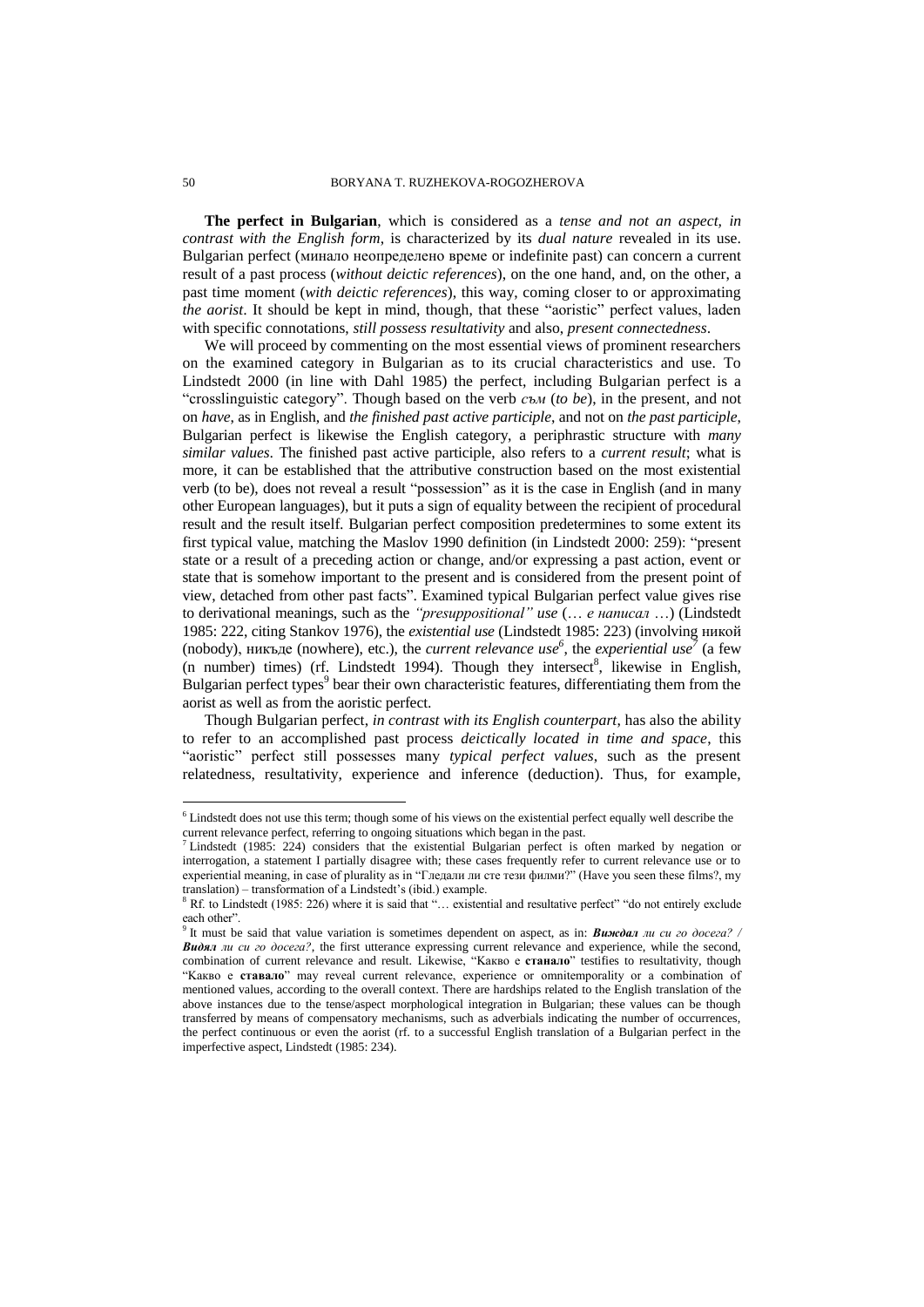**The perfect in Bulgarian**, which is considered as a *tense and not an aspect, in contrast with the English form*, is characterized by its *dual nature* revealed in its use. Bulgarian perfect (минало неопределено време or indefinite past) can concern a current result of a past process (*without deictic references*), on the one hand, and, on the other, a past time moment (*with deictic references*), this way, coming closer to or approximating *the aorist*. It should be kept in mind, though, that these "aoristic" perfect values, laden with specific connotations, *still possess resultativity* and also, *present connectedness*.

We will proceed by commenting on the most essential views of prominent researchers on the examined category in Bulgarian as to its crucial characteristics and use. To Lindstedt 2000 (in line with Dahl 1985) the perfect, including Bulgarian perfect is a "crosslinguistic category". Though based on the verb *съм* (*to be*), in the present, and not on *have*, as in English, and *the finished past active participle*, and not on *the past participle*, Bulgarian perfect is likewise the English category, a periphrastic structure with *many similar values*. The finished past active participle, also refers to a *current result*; what is more, it can be established that the attributive construction based on the most existential verb (to be), does not reveal a result "possession" as it is the case in English (and in many other European languages), but it puts a sign of equality between the recipient of procedural result and the result itself. Bulgarian perfect composition predetermines to some extent its first typical value, matching the Maslov 1990 definition (in Lindstedt 2000: 259): "present state or a result of a preceding action or change, and/or expressing a past action, event or state that is somehow important to the present and is considered from the present point of view, detached from other past facts". Examined typical Bulgarian perfect value gives rise to derivational meanings, such as the *"presuppositional" use* (… *е написал* …) (Lindstedt 1985: 222, citing Stankov 1976), the *existential use* (Lindstedt 1985: 223) (involving никой (nobody), никъде (nowhere), etc.), the *current relevance use*[6], the *experiential use*[7] (a few (n number) times) (rf. Lindstedt 1994). Though they intersect[8], likewise in English, Bulgarian perfect types[9] bear their own characteristic features, differentiating them from the aorist as well as from the aoristic perfect.

Though Bulgarian perfect, *in contrast with its English counterpart*, has also the ability to refer to an accomplished past process *deictically located in time and space*, this "aoristic" perfect still possesses many *typical perfect values*, such as the present relatedness, resultativity, experience and inference (deduction). Thus, for example,

---

[6] Lindstedt does not use this term; though some of his views on the existential perfect equally well describe the current relevance perfect, referring to ongoing situations which began in the past.

[7] Lindstedt (1985: 224) considers that the existential Bulgarian perfect is often marked by negation or interrogation, a statement I partially disagree with; these cases frequently refer to current relevance use or to experiential meaning, in case of plurality as in "Гледали ли сте тези филми?" (Have you seen these films?, my translation) – transformation of a Lindstedt's (ibid.) example.

[8] Rf. to Lindstedt (1985: 226) where it is said that "… existential and resultative perfect" "do not entirely exclude each other".

[9] It must be said that value variation is sometimes dependent on aspect, as in: ***Виждал** ли си го досега? / **Видял** ли си го досега?*, the first utterance expressing current relevance and experience, while the second, combination of current relevance and result. Likewise, "Какво е **станало**" testifies to resultativity, though "Какво е **ставало**" may reveal current relevance, experience or omnitemporality or a combination of mentioned values, according to the overall context. There are hardships related to the English translation of the above instances due to the tense/aspect morphological integration in Bulgarian; these values can be though transferred by means of compensatory mechanisms, such as adverbials indicating the number of occurrences, the perfect continuous or even the aorist (rf. to a successful English translation of a Bulgarian perfect in the imperfective aspect, Lindstedt (1985: 234).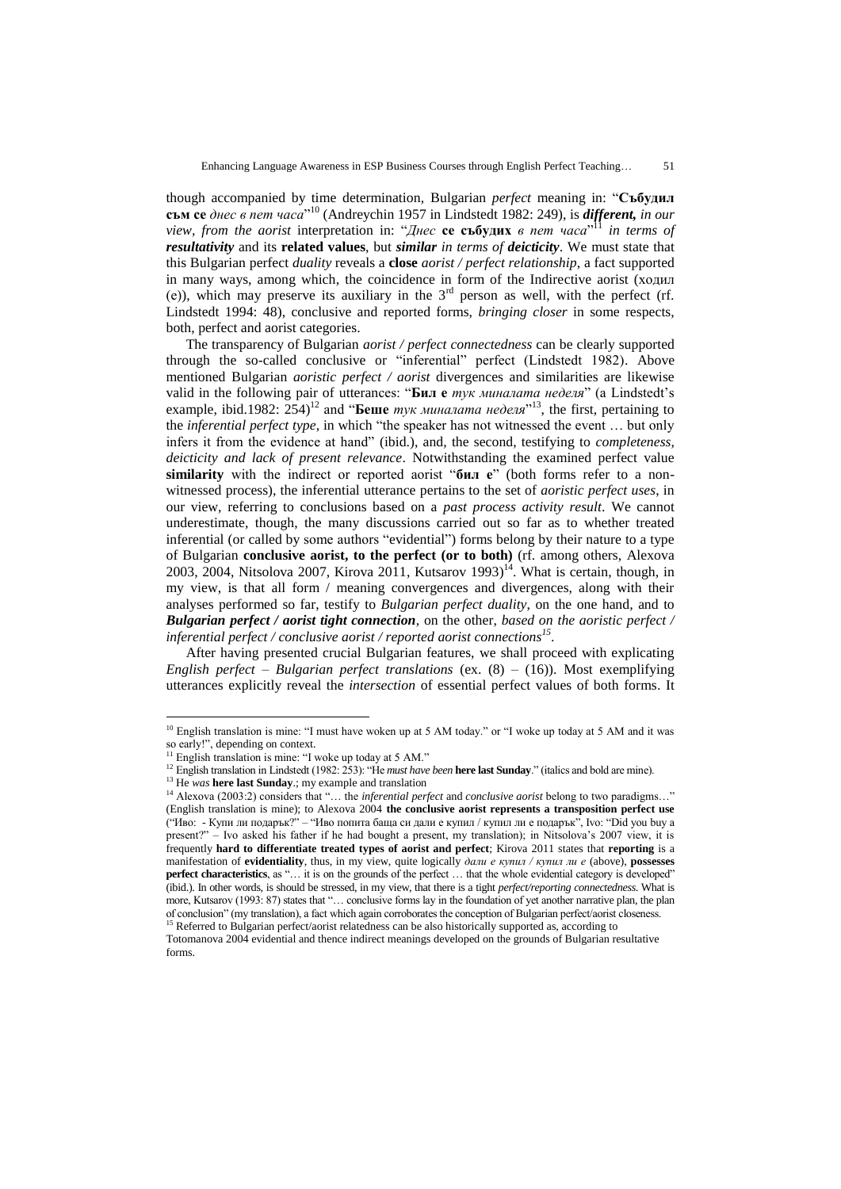though accompanied by time determination, Bulgarian *perfect* meaning in: "**Събудил съм се** *днес в пет часа*"[10] (Andreychin 1957 in Lindstedt 1982: 249), is ***different,*** *in our view, from the aorist* interpretation in: "*Днес* **се събудих** *в пет часа*"[11] *in terms of* ***resultativity*** and its **related values**, but ***similar*** *in terms of* ***deicticity***. We must state that this Bulgarian perfect *duality* reveals a **close** *aorist / perfect relationship*, a fact supported in many ways, among which, the coincidence in form of the Indirective aorist (ходил (е)), which may preserve its auxiliary in the 3rd person as well, with the perfect (rf. Lindstedt 1994: 48), conclusive and reported forms, *bringing closer* in some respects, both, perfect and aorist categories.

The transparency of Bulgarian *aorist / perfect connectedness* can be clearly supported through the so-called conclusive or "inferential" perfect (Lindstedt 1982). Above mentioned Bulgarian *aoristic perfect / aorist* divergences and similarities are likewise valid in the following pair of utterances: "**Бил е** *тук миналата неделя*" (a Lindstedt's example, ibid.1982: 254)[12] and "**Беше** *тук миналата неделя*"[13], the first, pertaining to the *inferential perfect type*, in which "the speaker has not witnessed the event … but only infers it from the evidence at hand" (ibid.), and, the second, testifying to *completeness, deicticity and lack of present relevance*. Notwithstanding the examined perfect value **similarity** with the indirect or reported aorist "**бил е**" (both forms refer to a non-witnessed process), the inferential utterance pertains to the set of *aoristic perfect uses*, in our view, referring to conclusions based on a *past process activity result*. We cannot underestimate, though, the many discussions carried out so far as to whether treated inferential (or called by some authors "evidential") forms belong by their nature to a type of Bulgarian **conclusive aorist, to the perfect (or to both)** (rf. among others, Alexova 2003, 2004, Nitsolova 2007, Kirova 2011, Kutsarov 1993)[14]. What is certain, though, in my view, is that all form / meaning convergences and divergences, along with their analyses performed so far, testify to *Bulgarian perfect duality*, on the one hand, and to ***Bulgarian perfect / aorist tight connection***, on the other, *based on the aoristic perfect / inferential perfect / conclusive aorist / reported aorist connections*[15].

After having presented crucial Bulgarian features, we shall proceed with explicating *English perfect – Bulgarian perfect translations* (ex. (8) – (16)). Most exemplifying utterances explicitly reveal the *intersection* of essential perfect values of both forms. It

---

[10] English translation is mine: "I must have woken up at 5 AM today." or "I woke up today at 5 AM and it was so early!", depending on context.

[11] English translation is mine: "I woke up today at 5 AM."

[12] English translation in Lindstedt (1982: 253): "He *must have been* **here last Sunday**." (italics and bold are mine).

[13] He *was* **here last Sunday**.; my example and translation

[14] Alexova (2003:2) considers that "… the *inferential perfect* and *conclusive aorist* belong to two paradigms…" (English translation is mine); to Alexova 2004 **the conclusive aorist represents a transposition perfect use** ("Иво: - Купи ли подарък?" – "Иво попита баща си дали е купил / купил ли е подарък", Ivo: "Did you buy a present?" – Ivo asked his father if he had bought a present, my translation); in Nitsolova's 2007 view, it is frequently **hard to differentiate treated types of aorist and perfect**; Kirova 2011 states that **reporting** is a manifestation of **evidentiality**, thus, in my view, quite logically *дали е купил / купил ли е* (above), **possesses perfect characteristics**, as "… it is on the grounds of the perfect … that the whole evidential category is developed" (ibid.). In other words, is should be stressed, in my view, that there is a tight *perfect/reporting connectedness*. What is more, Kutsarov (1993: 87) states that "… conclusive forms lay in the foundation of yet another narrative plan, the plan of conclusion" (my translation), a fact which again corroborates the conception of Bulgarian perfect/aorist closeness.

[15] Referred to Bulgarian perfect/aorist relatedness can be also historically supported as, according to Totomanova 2004 evidential and thence indirect meanings developed on the grounds of Bulgarian resultative forms.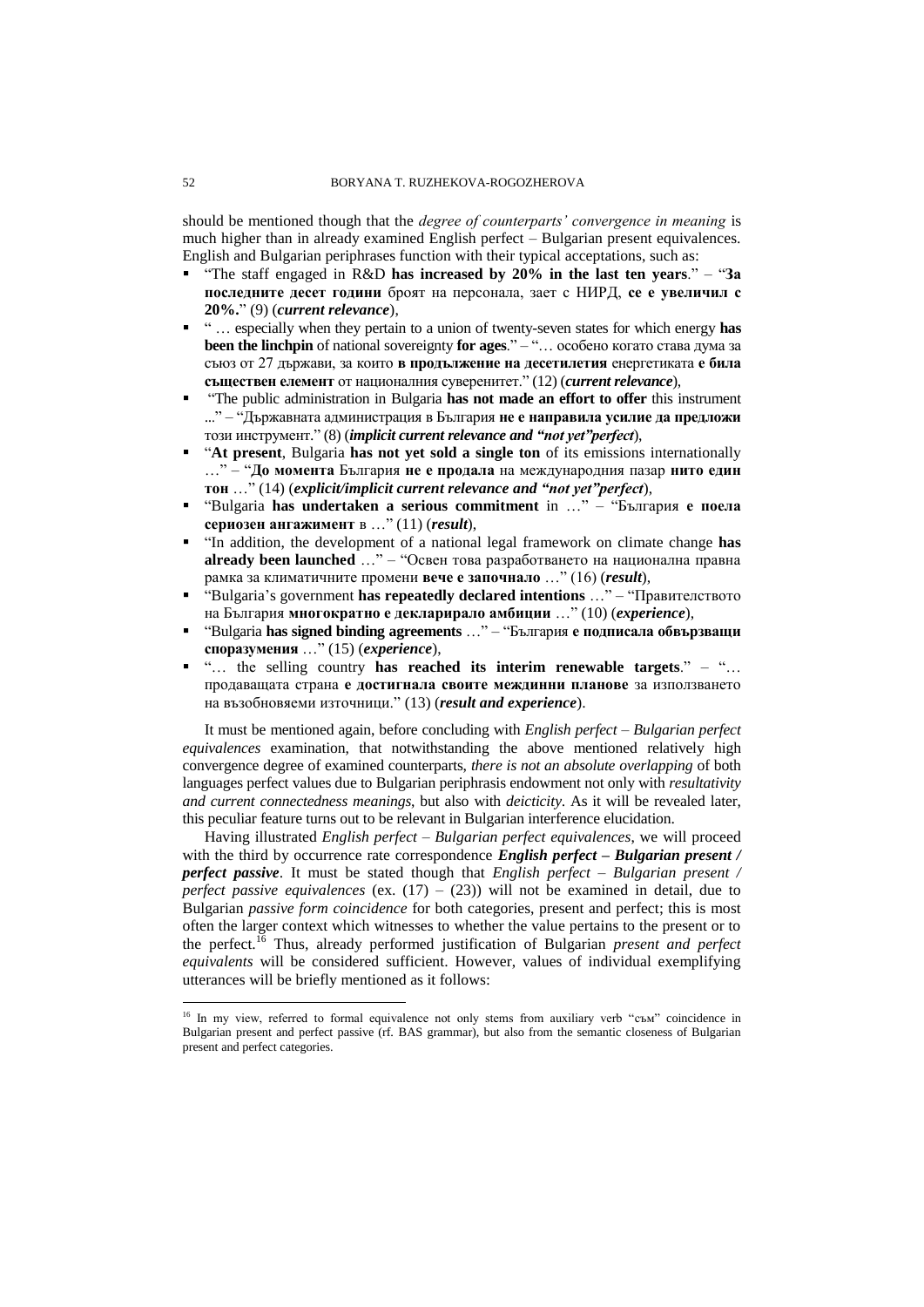should be mentioned though that the *degree of counterparts' convergence in meaning* is much higher than in already examined English perfect – Bulgarian present equivalences. English and Bulgarian periphrases function with their typical acceptations, such as:

- "The staff engaged in R&D **has increased by 20% in the last ten years**." – "**За последните десет години** броят на персонала, зает с НИРД, **се е увеличил с 20%.**" (9) (***current relevance***),
- " … especially when they pertain to a union of twenty-seven states for which energy **has been the linchpin** of national sovereignty **for ages**." – "… особено когато става дума за съюз от 27 държави, за които **в продължение на десетилетия** енергетиката **е била съществен елемент** от националния суверенитет." (12) (***current relevance***),
- "The public administration in Bulgaria **has not made an effort to offer** this instrument ..." – "Държавната администрация в България **не е направила усилие да предложи** този инструмент." (8) (***implicit current relevance and "not yet"perfect***),
- "**At present**, Bulgaria **has not yet sold a single ton** of its emissions internationally …" – "**До момента** България **не е продала** на международния пазар **нито един тон** …" (14) (***explicit/implicit current relevance and "not yet"perfect***),
- "Bulgaria **has undertaken a serious commitment** in …" – "България **е поела сериозен ангажимент** в …" (11) (***result***),
- "In addition, the development of a national legal framework on climate change **has already been launched** …" – "Освен това разработването на национална правна рамка за климатичните промени **вече е започнало** …" (16) (***result***),
- "Bulgaria's government **has repeatedly declared intentions** …" – "Правителството на България **многократно е декларирало амбиции** …" (10) (***experience***),
- "Bulgaria **has signed binding agreements** …" – "България **е подписала обвързващи споразумения** …" (15) (***experience***),
- "… the selling country **has reached its interim renewable targets**." – "… продаващата страна **е достигнала своите междинни планове** за използването на възобновяеми източници." (13) (***result and experience***).

It must be mentioned again, before concluding with *English perfect – Bulgarian perfect equivalences* examination, that notwithstanding the above mentioned relatively high convergence degree of examined counterparts, *there is not an absolute overlapping* of both languages perfect values due to Bulgarian periphrasis endowment not only with *resultativity and current connectedness meanings*, but also with *deicticity*. As it will be revealed later, this peculiar feature turns out to be relevant in Bulgarian interference elucidation.

Having illustrated *English perfect – Bulgarian perfect equivalences*, we will proceed with the third by occurrence rate correspondence ***English perfect – Bulgarian present / perfect passive***. It must be stated though that *English perfect – Bulgarian present / perfect passive equivalences* (ex. (17) – (23)) will not be examined in detail, due to Bulgarian *passive form coincidence* for both categories, present and perfect; this is most often the larger context which witnesses to whether the value pertains to the present or to the perfect.[16] Thus, already performed justification of Bulgarian *present and perfect equivalents* will be considered sufficient. However, values of individual exemplifying utterances will be briefly mentioned as it follows:

[16] In my view, referred to formal equivalence not only stems from auxiliary verb "съм" coincidence in Bulgarian present and perfect passive (rf. BAS grammar), but also from the semantic closeness of Bulgarian present and perfect categories.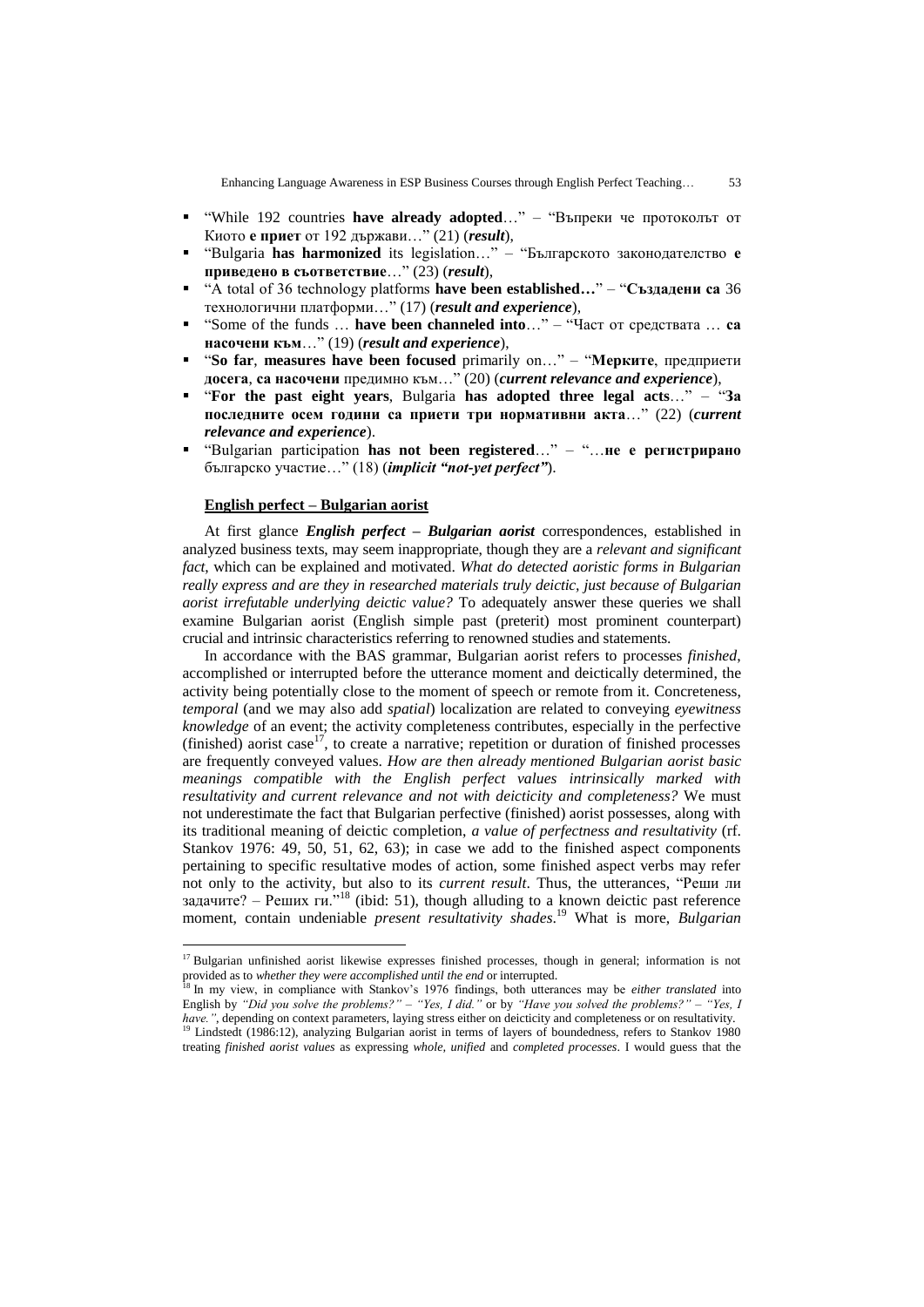- "While 192 countries **have already adopted**…" – "Въпреки че протоколът от Киото **е приет** от 192 държави…" (21) (***result***),
- "Bulgaria **has harmonized** its legislation…" – "Българското законодателство **е приведено в съответствие**…" (23) (***result***),
- "A total of 36 technology platforms **have been established…**" – "**Създадени са** 36 технологични платформи…" (17) (***result and experience***),
- "Some of the funds … **have been channeled into**…" – "Част от средствата … **са насочени към**…" (19) (***result and experience***),
- "**So far**, **measures have been focused** primarily on…" – "**Мерките**, предприети **досега**, **са насочени** предимно към…" (20) (***current relevance and experience***),
- "**For the past eight years**, Bulgaria **has adopted three legal acts**…" – "**За последните осем години са приети три нормативни акта**…" (22) (***current relevance and experience***).
- "Bulgarian participation **has not been registered**…" – "…**не е регистрирано** българско участие…" (18) (***implicit "not-yet perfect"***).

**English perfect – Bulgarian aorist**

At first glance ***English perfect – Bulgarian aorist*** correspondences, established in analyzed business texts, may seem inappropriate, though they are a *relevant and significant fact*, which can be explained and motivated. *What do detected aoristic forms in Bulgarian really express and are they in researched materials truly deictic, just because of Bulgarian aorist irrefutable underlying deictic value?* To adequately answer these queries we shall examine Bulgarian aorist (English simple past (preterit) most prominent counterpart) crucial and intrinsic characteristics referring to renowned studies and statements.

In accordance with the BAS grammar, Bulgarian aorist refers to processes *finished*, accomplished or interrupted before the utterance moment and deictically determined, the activity being potentially close to the moment of speech or remote from it. Concreteness, *temporal* (and we may also add *spatial*) localization are related to conveying *eyewitness knowledge* of an event; the activity completeness contributes, especially in the perfective (finished) aorist case[17], to create a narrative; repetition or duration of finished processes are frequently conveyed values. *How are then already mentioned Bulgarian aorist basic meanings compatible with the English perfect values intrinsically marked with resultativity and current relevance and not with deicticity and completeness?* We must not underestimate the fact that Bulgarian perfective (finished) aorist possesses, along with its traditional meaning of deictic completion, *a value of perfectness and resultativity* (rf. Stankov 1976: 49, 50, 51, 62, 63); in case we add to the finished aspect components pertaining to specific resultative modes of action, some finished aspect verbs may refer not only to the activity, but also to its *current result*. Thus, the utterances, "Реши ли задачите? – Реших ги."[18] (ibid: 51), though alluding to a known deictic past reference moment, contain undeniable *present resultativity shades*.[19] What is more, *Bulgarian*

---

[17] Bulgarian unfinished aorist likewise expresses finished processes, though in general; information is not provided as to *whether they were accomplished until the end* or interrupted.

[18] In my view, in compliance with Stankov's 1976 findings, both utterances may be *either translated* into English by *"Did you solve the problems?" – "Yes, I did."* or by *"Have you solved the problems?" – "Yes, I have."*, depending on context parameters, laying stress either on deicticity and completeness or on resultativity.

[19] Lindstedt (1986:12), analyzing Bulgarian aorist in terms of layers of boundedness, refers to Stankov 1980 treating *finished aorist values* as expressing *whole, unified* and *completed processes*. I would guess that the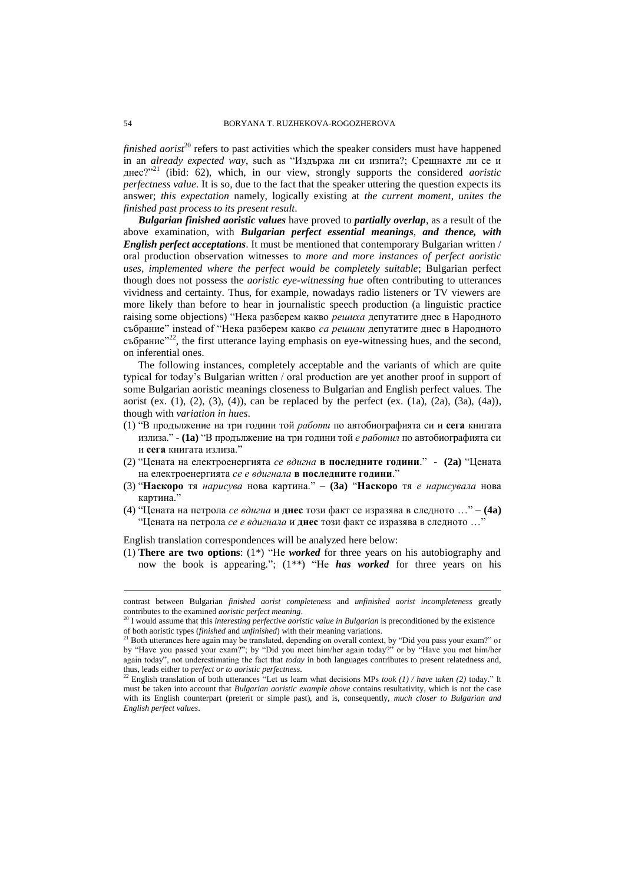*finished aorist*[20] refers to past activities which the speaker considers must have happened in an *already expected way*, such as "Издържа ли си изпита?; Срещнахте ли се и днес?"[21] (ibid: 62), which, in our view, strongly supports the considered *aoristic perfectness value*. It is so, due to the fact that the speaker uttering the question expects its answer; *this expectation* namely, logically existing at *the current moment*, *unites the finished past process to its present result*.

***Bulgarian finished aoristic values*** have proved to ***partially overlap***, as a result of the above examination, with ***Bulgarian perfect essential meanings***, ***and thence, with English perfect acceptations***. It must be mentioned that contemporary Bulgarian written / oral production observation witnesses to *more and more instances of perfect aoristic uses, implemented where the perfect would be completely suitable*; Bulgarian perfect though does not possess the *aoristic eye-witnessing hue* often contributing to utterances vividness and certainty. Thus, for example, nowadays radio listeners or TV viewers are more likely than before to hear in journalistic speech production (a linguistic practice raising some objections) "Нека разберем какво *решиха* депутатите днес в Народното събрание" instead of "Нека разберем какво *са решили* депутатите днес в Народното събрание"[22], the first utterance laying emphasis on eye-witnessing hues, and the second, on inferential ones.

The following instances, completely acceptable and the variants of which are quite typical for today's Bulgarian written / oral production are yet another proof in support of some Bulgarian aoristic meanings closeness to Bulgarian and English perfect values. The aorist (ex. (1), (2), (3), (4)), can be replaced by the perfect (ex. (1a), (2a), (3a), (4a)), though with *variation in hues*.

(1) "В продължение на три години той *работи* по автобиографията си и **сега** книгата излиза." - **(1a)** "В продължение на три години той *е работил* по автобиографията си и **сега** книгата излиза."

(2) "Цената на електроенергията *се вдигна* **в последните години**." - **(2a)** "Цената на електроенергията *се е вдигнала* **в последните години**."

(3) "**Наскоро** тя *нарисува* нова картина." – **(3a)** "**Наскоро** тя *е нарисувала* нова картина."

(4) "Цената на петрола *се вдигна* и **днес** този факт се изразява в следното …" – **(4a)** "Цената на петрола *се е вдигнала* и **днес** този факт се изразява в следното …"

English translation correspondences will be analyzed here below:

(1) **There are two options**: (1*) "He ***worked*** for three years on his autobiography and now the book is appearing."; (1**) "He ***has worked*** for three years on his

---

contrast between Bulgarian *finished aorist completeness* and *unfinished aorist incompleteness* greatly contributes to the examined *aoristic perfect meaning*.

[20] I would assume that this *interesting perfective aoristic value in Bulgarian* is preconditioned by the existence of both aoristic types (*finished* and *unfinished*) with their meaning variations.

[21] Both utterances here again may be translated, depending on overall context, by "Did you pass your exam?" or by "Have you passed your exam?"; by "Did you meet him/her again today?" or by "Have you met him/her again today", not underestimating the fact that *today* in both languages contributes to present relatedness and, thus, leads either to *perfect or to aoristic perfectness*.

[22] English translation of both utterances "Let us learn what decisions MPs *took (1) / have taken (2)* today." It must be taken into account that *Bulgarian aoristic example above* contains resultativity, which is not the case with its English counterpart (preterit or simple past), and is, consequently, *much closer to Bulgarian and English perfect values*.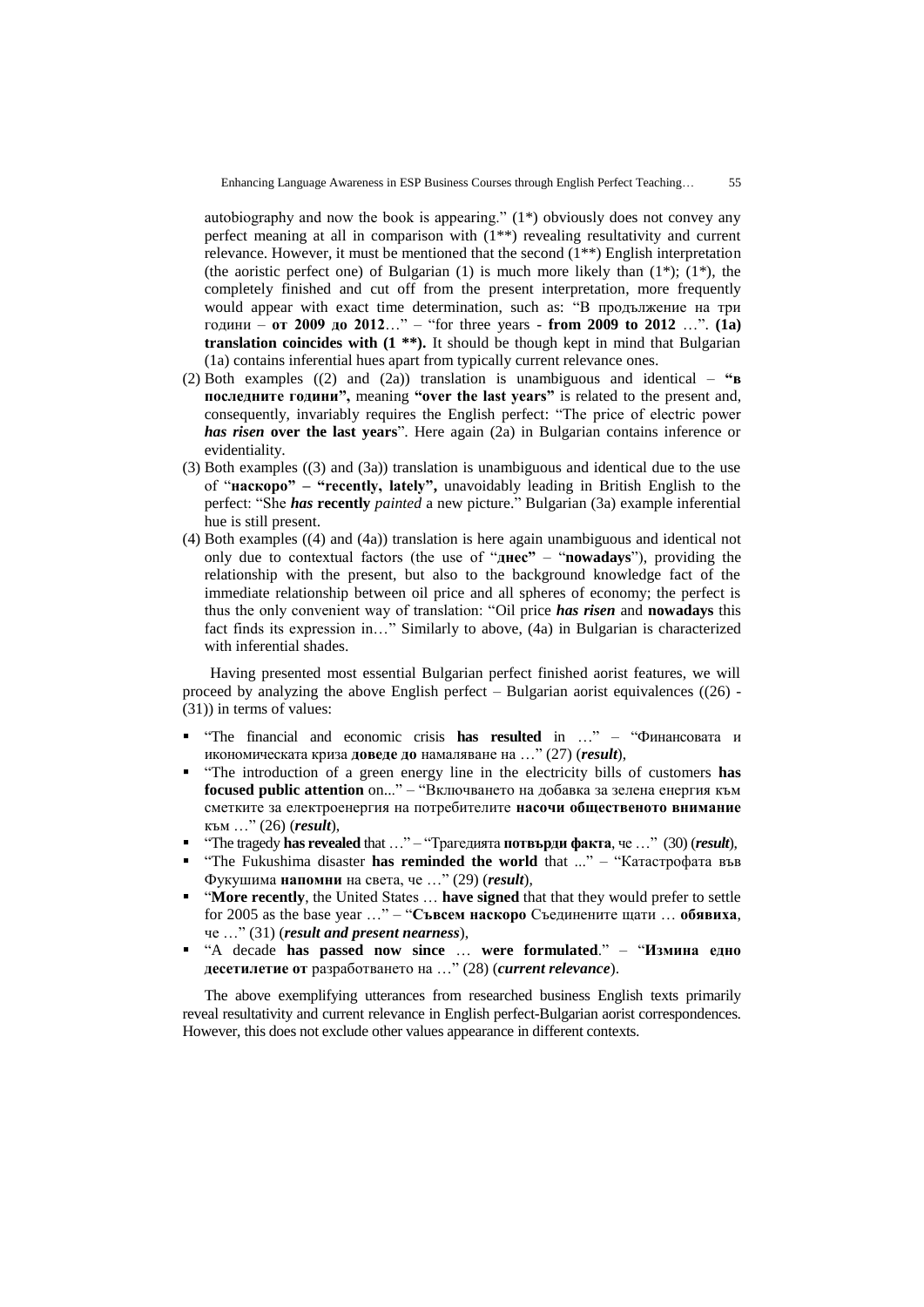autobiography and now the book is appearing." (1*) obviously does not convey any perfect meaning at all in comparison with (1**) revealing resultativity and current relevance. However, it must be mentioned that the second (1**) English interpretation (the aoristic perfect one) of Bulgarian (1) is much more likely than (1*); (1*), the completely finished and cut off from the present interpretation, more frequently would appear with exact time determination, such as: "В продължение на три години – **от 2009 до 2012**…" – "for three years - **from 2009 to 2012** …". **(1a) translation coincides with (1 \*\*).** It should be though kept in mind that Bulgarian (1a) contains inferential hues apart from typically current relevance ones.

(2) Both examples ((2) and (2a)) translation is unambiguous and identical – **"в последните години",** meaning **"over the last years"** is related to the present and, consequently, invariably requires the English perfect: "The price of electric power ***has risen*** **over the last years**". Here again (2a) in Bulgarian contains inference or evidentiality.

(3) Both examples ((3) and (3a)) translation is unambiguous and identical due to the use of "**наскоро" – "recently, lately",** unavoidably leading in British English to the perfect: "She ***has*** **recently** *painted* a new picture." Bulgarian (3a) example inferential hue is still present.

(4) Both examples ((4) and (4a)) translation is here again unambiguous and identical not only due to contextual factors (the use of "**днес"** – "**nowadays**"), providing the relationship with the present, but also to the background knowledge fact of the immediate relationship between oil price and all spheres of economy; the perfect is thus the only convenient way of translation: "Oil price ***has risen*** and **nowadays** this fact finds its expression in…" Similarly to above, (4a) in Bulgarian is characterized with inferential shades.

Having presented most essential Bulgarian perfect finished aorist features, we will proceed by analyzing the above English perfect – Bulgarian aorist equivalences ((26) - (31)) in terms of values:

- "The financial and economic crisis **has resulted** in …" – "Финансовата и икономическата криза **доведе до** намаляване на …" (27) (***result***),
- "The introduction of a green energy line in the electricity bills of customers **has focused public attention** on..." – "Включването на добавка за зелена енергия към сметките за електроенергия на потребителите **насочи общественото внимание** към …" (26) (***result***),
- "The tragedy **has revealed** that …" – "Трагедията **потвърди факта**, че …" (30) (***result***),
- "The Fukushima disaster **has reminded the world** that ..." – "Катастрофата във Фукушима **напомни** на света, че …" (29) (***result***),
- "**More recently**, the United States … **have signed** that that they would prefer to settle for 2005 as the base year …" – "**Съвсем наскоро** Съединените щати … **обявиха**, че …" (31) (***result and present nearness***),
- "A decade **has passed now since** … **were formulated**." – "**Измина едно десетилетие от** разработването на …" (28) (***current relevance***).

The above exemplifying utterances from researched business English texts primarily reveal resultativity and current relevance in English perfect-Bulgarian aorist correspondences. However, this does not exclude other values appearance in different contexts.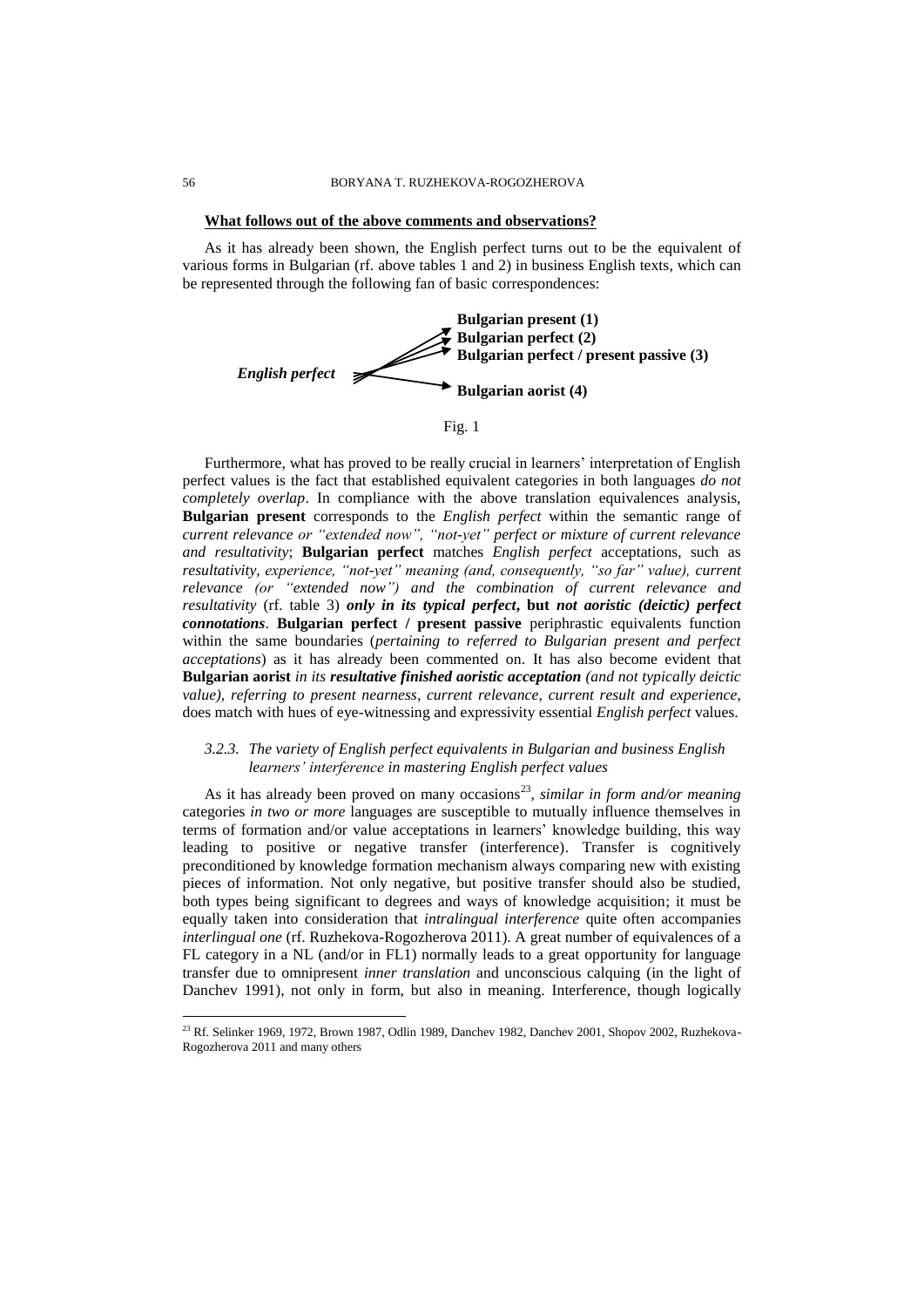**What follows out of the above comments and observations?**

As it has already been shown, the English perfect turns out to be the equivalent of various forms in Bulgarian (rf. above tables 1 and 2) in business English texts, which can be represented through the following fan of basic correspondences:

*English perfect* → **Bulgarian present (1)**
*English perfect* → **Bulgarian perfect (2)**
*English perfect* → **Bulgarian perfect / present passive (3)**
*English perfect* → **Bulgarian aorist (4)**

Fig. 1

Furthermore, what has proved to be really crucial in learners' interpretation of English perfect values is the fact that established equivalent categories in both languages *do not completely overlap*. In compliance with the above translation equivalences analysis, **Bulgarian present** corresponds to the *English perfect* within the semantic range of *current relevance or "extended now", "not-yet" perfect or mixture of current relevance and resultativity*; **Bulgarian perfect** matches *English perfect* acceptations, such as *resultativity, experience, "not-yet" meaning (and, consequently, "so far" value), current relevance (or "extended now") and the combination of current relevance and resultativity* (rf. table 3) ***only in its typical perfect***, **but** ***not aoristic (deictic) perfect connotations***. **Bulgarian perfect / present passive** periphrastic equivalents function within the same boundaries (*pertaining to referred to Bulgarian present and perfect acceptations*) as it has already been commented on. It has also become evident that **Bulgarian aorist** *in its **resultative finished aoristic acceptation** (and not typically deictic value), referring to present nearness, current relevance, current result and experience*, does match with hues of eye-witnessing and expressivity essential *English perfect* values.

### *3.2.3. The variety of English perfect equivalents in Bulgarian and business English learners' interference in mastering English perfect values*

As it has already been proved on many occasions[23], *similar in form and/or meaning* categories *in two or more* languages are susceptible to mutually influence themselves in terms of formation and/or value acceptations in learners' knowledge building, this way leading to positive or negative transfer (interference). Transfer is cognitively preconditioned by knowledge formation mechanism always comparing new with existing pieces of information. Not only negative, but positive transfer should also be studied, both types being significant to degrees and ways of knowledge acquisition; it must be equally taken into consideration that *intralingual interference* quite often accompanies *interlingual one* (rf. Ruzhekova-Rogozherova 2011). A great number of equivalences of a FL category in a NL (and/or in FL1) normally leads to a great opportunity for language transfer due to omnipresent *inner translation* and unconscious calquing (in the light of Danchev 1991), not only in form, but also in meaning. Interference, though logically

[23] Rf. Selinker 1969, 1972, Brown 1987, Odlin 1989, Danchev 1982, Danchev 2001, Shopov 2002, Ruzhekova-Rogozherova 2011 and many others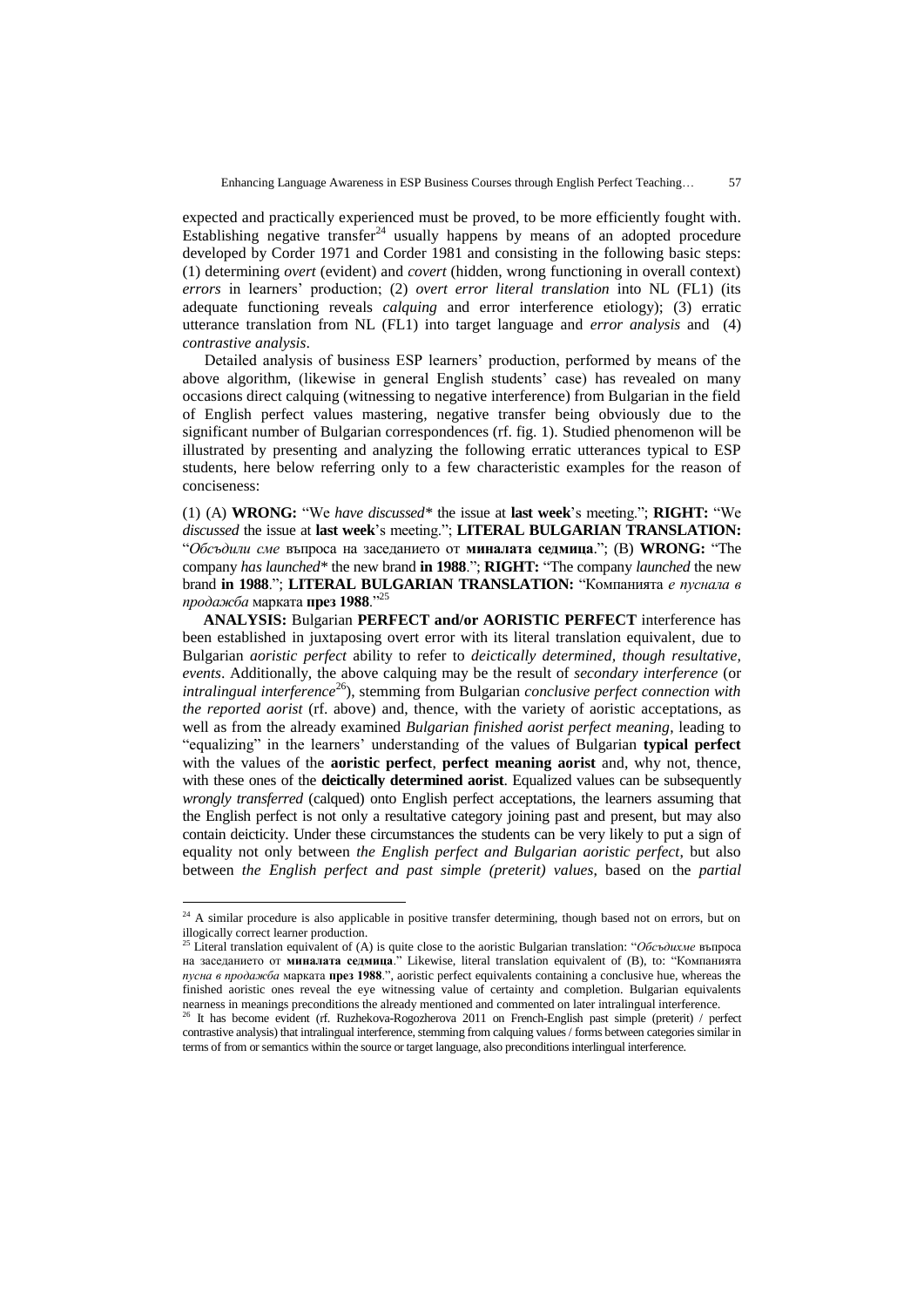expected and practically experienced must be proved, to be more efficiently fought with. Establishing negative transfer[24] usually happens by means of an adopted procedure developed by Corder 1971 and Corder 1981 and consisting in the following basic steps: (1) determining *overt* (evident) and *covert* (hidden, wrong functioning in overall context) *errors* in learners' production; (2) *overt error literal translation* into NL (FL1) (its adequate functioning reveals *calquing* and error interference etiology); (3) erratic utterance translation from NL (FL1) into target language and *error analysis* and (4) *contrastive analysis*.

Detailed analysis of business ESP learners' production, performed by means of the above algorithm, (likewise in general English students' case) has revealed on many occasions direct calquing (witnessing to negative interference) from Bulgarian in the field of English perfect values mastering, negative transfer being obviously due to the significant number of Bulgarian correspondences (rf. fig. 1). Studied phenomenon will be illustrated by presenting and analyzing the following erratic utterances typical to ESP students, here below referring only to a few characteristic examples for the reason of conciseness:

(1) (A) **WRONG:** "We *have discussed** the issue at **last week**'s meeting."; **RIGHT:** "We *discussed* the issue at **last week**'s meeting."; **LITERAL BULGARIAN TRANSLATION:** "*Обсъдили сме* въпроса на заседанието от **миналата седмица**."; (B) **WRONG:** "The company *has launched** the new brand **in 1988**."; **RIGHT:** "The company *launched* the new brand **in 1988**."; **LITERAL BULGARIAN TRANSLATION:** "Компанията *е пуснала в продажба* марката **през 1988**."[25]

**ANALYSIS:** Bulgarian **PERFECT and/or AORISTIC PERFECT** interference has been established in juxtaposing overt error with its literal translation equivalent, due to Bulgarian *aoristic perfect* ability to refer to *deictically determined, though resultative, events*. Additionally, the above calquing may be the result of *secondary interference* (or *intralingual interference*[26]), stemming from Bulgarian *conclusive perfect connection with the reported aorist* (rf. above) and, thence, with the variety of aoristic acceptations, as well as from the already examined *Bulgarian finished aorist perfect meaning*, leading to "equalizing" in the learners' understanding of the values of Bulgarian **typical perfect** with the values of the **aoristic perfect**, **perfect meaning aorist** and, why not, thence, with these ones of the **deictically determined aorist**. Equalized values can be subsequently *wrongly transferred* (calqued) onto English perfect acceptations, the learners assuming that the English perfect is not only a resultative category joining past and present, but may also contain deicticity. Under these circumstances the students can be very likely to put a sign of equality not only between *the English perfect and Bulgarian aoristic perfect*, but also between *the English perfect and past simple (preterit) values*, based on the *partial*

---

[24] A similar procedure is also applicable in positive transfer determining, though based not on errors, but on illogically correct learner production.

[25] Literal translation equivalent of (A) is quite close to the aoristic Bulgarian translation: "*Обсъдихме* въпроса на заседанието от **миналата седмица**." Likewise, literal translation equivalent of (B), to: "Компанията *пусна в продажба* марката **през 1988**.", aoristic perfect equivalents containing a conclusive hue, whereas the finished aoristic ones reveal the eye witnessing value of certainty and completion. Bulgarian equivalents nearness in meanings preconditions the already mentioned and commented on later intralingual interference.

[26] It has become evident (rf. Ruzhekova-Rogozherova 2011 on French-English past simple (preterit) / perfect contrastive analysis) that intralingual interference, stemming from calquing values / forms between categories similar in terms of from or semantics within the source or target language, also preconditions interlingual interference.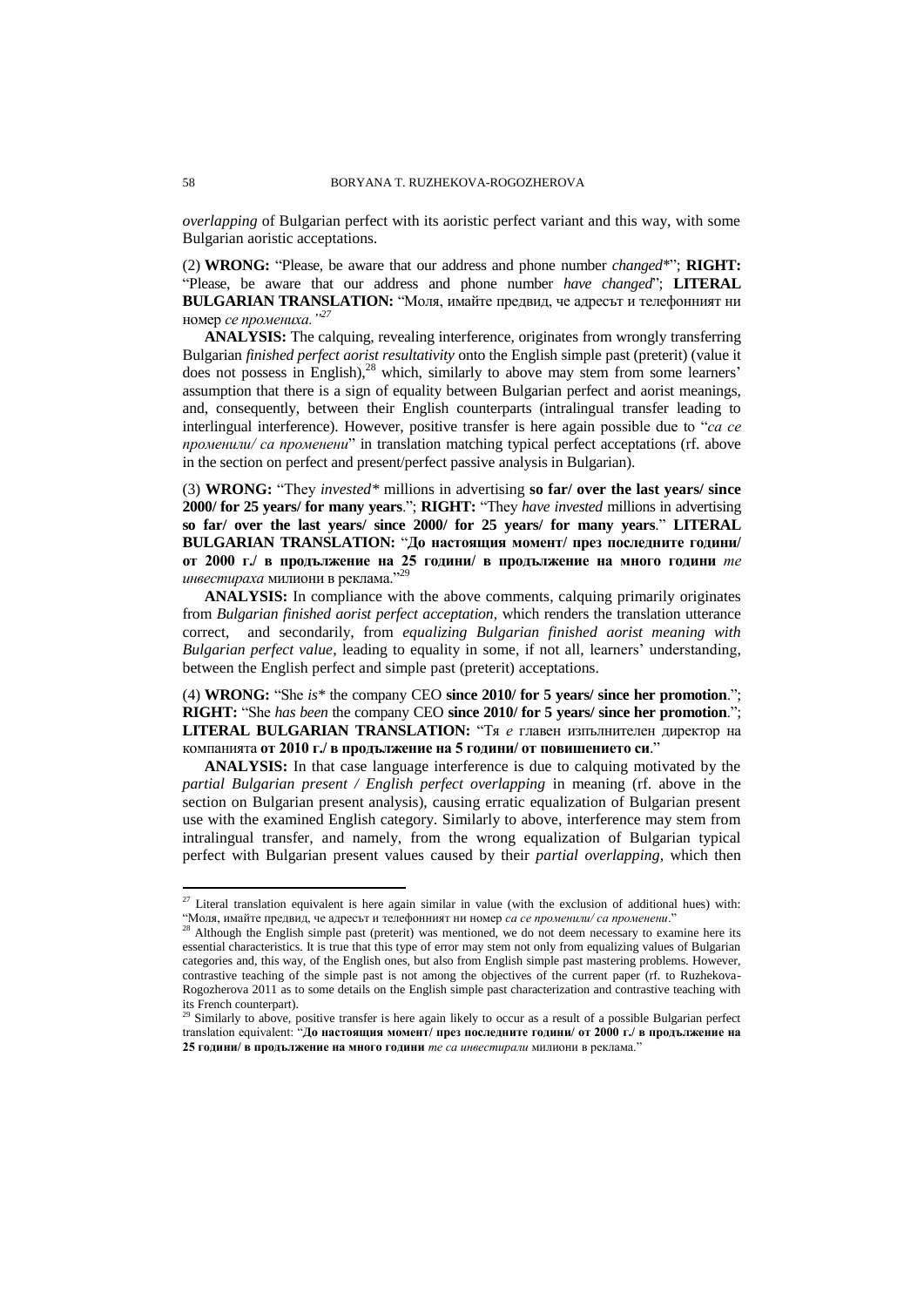*overlapping* of Bulgarian perfect with its aoristic perfect variant and this way, with some Bulgarian aoristic acceptations.

(2) **WRONG:** "Please, be aware that our address and phone number *changed*\*"; **RIGHT:** "Please, be aware that our address and phone number *have changed*"; **LITERAL BULGARIAN TRANSLATION:** "Моля, имайте предвид, че адресът и телефонният ни номер *се промениха.*"[27]

**ANALYSIS:** The calquing, revealing interference, originates from wrongly transferring Bulgarian *finished perfect aorist resultativity* onto the English simple past (preterit) (value it does not possess in English),[28] which, similarly to above may stem from some learners' assumption that there is a sign of equality between Bulgarian perfect and aorist meanings, and, consequently, between their English counterparts (intralingual transfer leading to interlingual interference). However, positive transfer is here again possible due to "*са се променили/ са променени*" in translation matching typical perfect acceptations (rf. above in the section on perfect and present/perfect passive analysis in Bulgarian).

(3) **WRONG:** "They *invested\** millions in advertising **so far/ over the last years/ since 2000/ for 25 years/ for many years**."; **RIGHT:** "They *have invested* millions in advertising **so far/ over the last years/ since 2000/ for 25 years/ for many years**." **LITERAL BULGARIAN TRANSLATION:** "**До настоящия момент/ през последните години/ от 2000 г./ в продължение на 25 години/ в продължение на много години** *те инвестираха* милиони в реклама."[29]

**ANALYSIS:** In compliance with the above comments, calquing primarily originates from *Bulgarian finished aorist perfect acceptation*, which renders the translation utterance correct, and secondarily, from *equalizing Bulgarian finished aorist meaning with Bulgarian perfect value*, leading to equality in some, if not all, learners' understanding, between the English perfect and simple past (preterit) acceptations.

(4) **WRONG:** "She *is\** the company CEO **since 2010/ for 5 years/ since her promotion**."; **RIGHT:** "She *has been* the company CEO **since 2010/ for 5 years/ since her promotion**."; **LITERAL BULGARIAN TRANSLATION:** "Тя *е* главен изпълнителен директор на компанията **от 2010 г./ в продължение на 5 години/ от повишението си**."

**ANALYSIS:** In that case language interference is due to calquing motivated by the *partial Bulgarian present / English perfect overlapping* in meaning (rf. above in the section on Bulgarian present analysis), causing erratic equalization of Bulgarian present use with the examined English category. Similarly to above, interference may stem from intralingual transfer, and namely, from the wrong equalization of Bulgarian typical perfect with Bulgarian present values caused by their *partial overlapping*, which then

---

[27] Literal translation equivalent is here again similar in value (with the exclusion of additional hues) with: "Моля, имайте предвид, че адресът и телефонният ни номер *са се променили/ са променени*."

[28] Although the English simple past (preterit) was mentioned, we do not deem necessary to examine here its essential characteristics. It is true that this type of error may stem not only from equalizing values of Bulgarian categories and, this way, of the English ones, but also from English simple past mastering problems. However, contrastive teaching of the simple past is not among the objectives of the current paper (rf. to Ruzhekova-Rogozherova 2011 as to some details on the English simple past characterization and contrastive teaching with its French counterpart).

[29] Similarly to above, positive transfer is here again likely to occur as a result of a possible Bulgarian perfect translation equivalent: "**До настоящия момент/ през последните години/ от 2000 г./ в продължение на 25 години/ в продължение на много години** *те са инвестирали* милиони в реклама."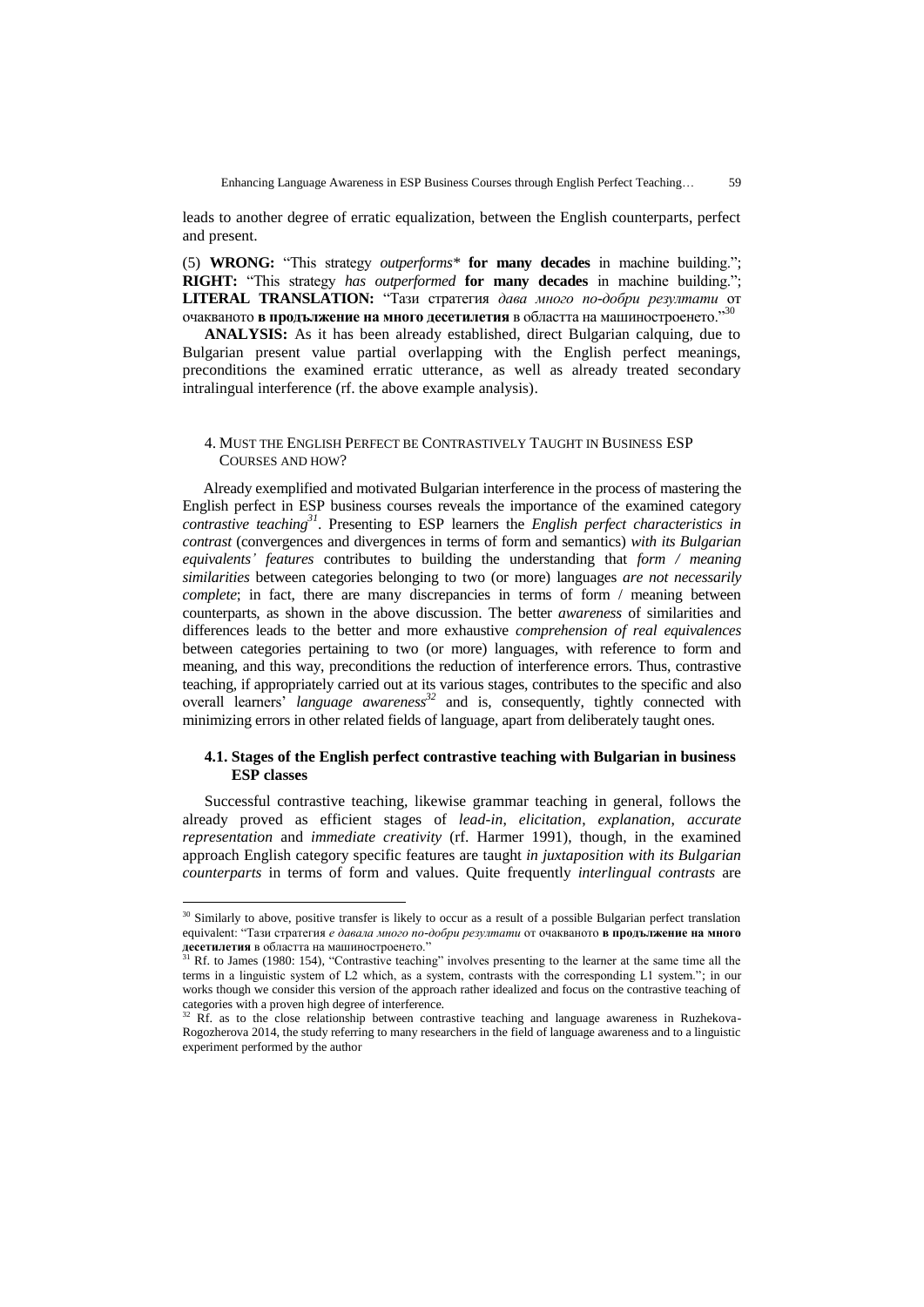leads to another degree of erratic equalization, between the English counterparts, perfect and present.

(5) **WRONG:** "This strategy *outperforms** **for many decades** in machine building."; **RIGHT:** "This strategy *has outperformed* **for many decades** in machine building."; **LITERAL TRANSLATION:** "Тази стратегия *дава много по-добри резултати* от очакваното **в продължение на много десетилетия** в областта на машиностроенето."[30]

**ANALYSIS:** As it has been already established, direct Bulgarian calquing, due to Bulgarian present value partial overlapping with the English perfect meanings, preconditions the examined erratic utterance, as well as already treated secondary intralingual interference (rf. the above example analysis).

## 4. MUST THE ENGLISH PERFECT BE CONTRASTIVELY TAUGHT IN BUSINESS ESP COURSES AND HOW?

Already exemplified and motivated Bulgarian interference in the process of mastering the English perfect in ESP business courses reveals the importance of the examined category *contrastive teaching*[31]. Presenting to ESP learners the *English perfect characteristics in contrast* (convergences and divergences in terms of form and semantics) *with its Bulgarian equivalents' features* contributes to building the understanding that *form / meaning similarities* between categories belonging to two (or more) languages *are not necessarily complete*; in fact, there are many discrepancies in terms of form / meaning between counterparts, as shown in the above discussion. The better *awareness* of similarities and differences leads to the better and more exhaustive *comprehension of real equivalences* between categories pertaining to two (or more) languages, with reference to form and meaning, and this way, preconditions the reduction of interference errors. Thus, contrastive teaching, if appropriately carried out at its various stages, contributes to the specific and also overall learners' *language awareness*[32] and is, consequently, tightly connected with minimizing errors in other related fields of language, apart from deliberately taught ones.

### 4.1. Stages of the English perfect contrastive teaching with Bulgarian in business ESP classes

Successful contrastive teaching, likewise grammar teaching in general, follows the already proved as efficient stages of *lead-in*, *elicitation*, *explanation*, *accurate representation* and *immediate creativity* (rf. Harmer 1991), though, in the examined approach English category specific features are taught *in juxtaposition with its Bulgarian counterparts* in terms of form and values. Quite frequently *interlingual contrasts* are

---

[30] Similarly to above, positive transfer is likely to occur as a result of a possible Bulgarian perfect translation equivalent: "Тази стратегия *е давала много по-добри резултати* от очакваното **в продължение на много десетилетия** в областта на машиностроенето."

[31] Rf. to James (1980: 154), "Contrastive teaching" involves presenting to the learner at the same time all the terms in a linguistic system of L2 which, as a system, contrasts with the corresponding L1 system."; in our works though we consider this version of the approach rather idealized and focus on the contrastive teaching of categories with a proven high degree of interference.

[32] Rf. as to the close relationship between contrastive teaching and language awareness in Ruzhekova-Rogozherova 2014, the study referring to many researchers in the field of language awareness and to a linguistic experiment performed by the author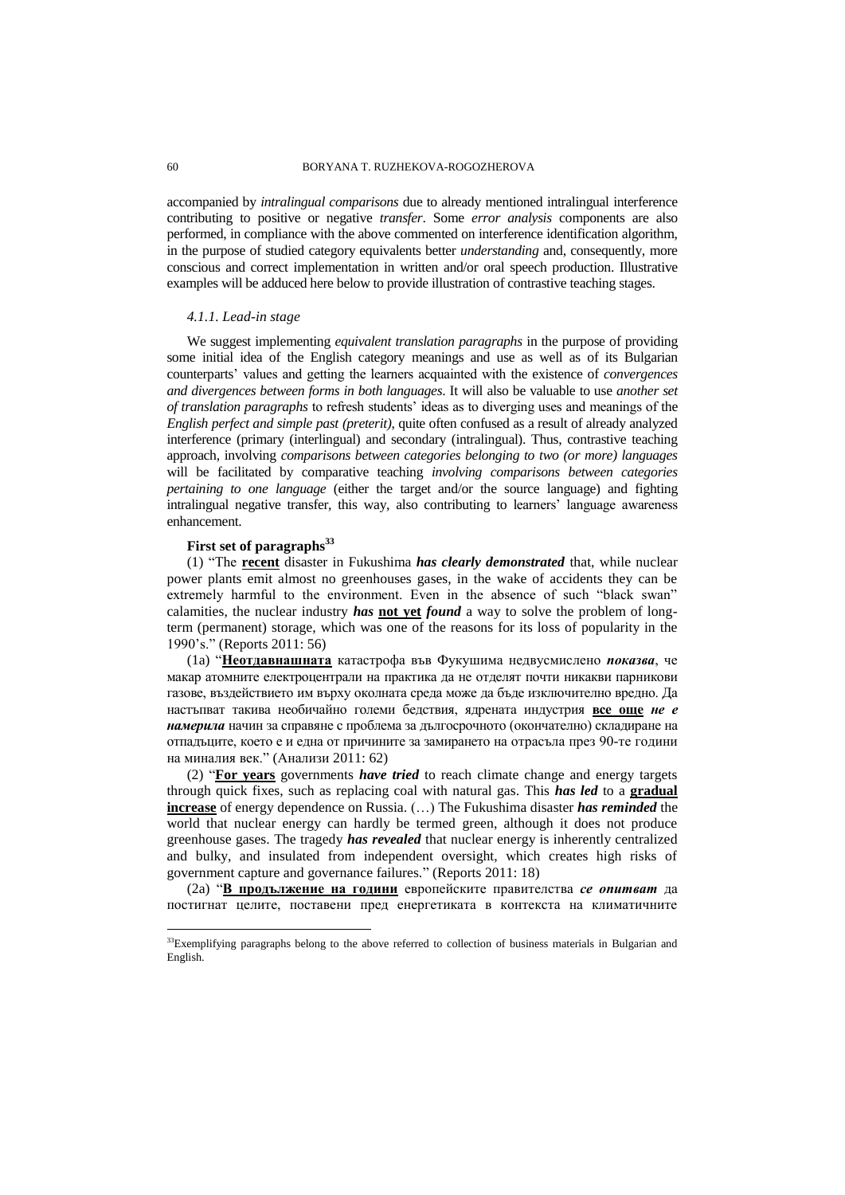accompanied by *intralingual comparisons* due to already mentioned intralingual interference contributing to positive or negative *transfer*. Some *error analysis* components are also performed, in compliance with the above commented on interference identification algorithm, in the purpose of studied category equivalents better *understanding* and, consequently, more conscious and correct implementation in written and/or oral speech production. Illustrative examples will be adduced here below to provide illustration of contrastive teaching stages.

#### *4.1.1. Lead-in stage*

We suggest implementing *equivalent translation paragraphs* in the purpose of providing some initial idea of the English category meanings and use as well as of its Bulgarian counterparts' values and getting the learners acquainted with the existence of *convergences and divergences between forms in both languages*. It will also be valuable to use *another set of translation paragraphs* to refresh students' ideas as to diverging uses and meanings of the *English perfect and simple past (preterit)*, quite often confused as a result of already analyzed interference (primary (interlingual) and secondary (intralingual). Thus, contrastive teaching approach, involving *comparisons between categories belonging to two (or more) languages* will be facilitated by comparative teaching *involving comparisons between categories pertaining to one language* (either the target and/or the source language) and fighting intralingual negative transfer, this way, also contributing to learners' language awareness enhancement.

**First set of paragraphs**[33]

(1) "The **recent** disaster in Fukushima ***has clearly demonstrated*** that, while nuclear power plants emit almost no greenhouses gases, in the wake of accidents they can be extremely harmful to the environment. Even in the absence of such "black swan" calamities, the nuclear industry ***has*** **not yet** ***found*** a way to solve the problem of long-term (permanent) storage, which was one of the reasons for its loss of popularity in the 1990's." (Reports 2011: 56)

(1a) "**Неотдавнашната** катастрофа във Фукушима недвусмислено ***показва***, че макар атомните електроцентрали на практика да не отделят почти никакви парникови газове, въздействието им върху околната среда може да бъде изключително вредно. Да настъпват такива необичайно големи бедствия, ядрената индустрия **все още** ***не е намерила*** начин за справяне с проблема за дългосрочното (окончателно) складиране на отпадъците, което е и една от причините за замирането на отрасъла през 90-те години на миналия век." (Анализи 2011: 62)

(2) "**For years** governments ***have tried*** to reach climate change and energy targets through quick fixes, such as replacing coal with natural gas. This ***has led*** to a **gradual increase** of energy dependence on Russia. (…) The Fukushima disaster ***has reminded*** the world that nuclear energy can hardly be termed green, although it does not produce greenhouse gases. The tragedy ***has revealed*** that nuclear energy is inherently centralized and bulky, and insulated from independent oversight, which creates high risks of government capture and governance failures." (Reports 2011: 18)

(2a) "**В продължение на години** европейските правителства ***се опитват*** да постигнат целите, поставени пред енергетиката в контекста на климатичните

[33]Exemplifying paragraphs belong to the above referred to collection of business materials in Bulgarian and English.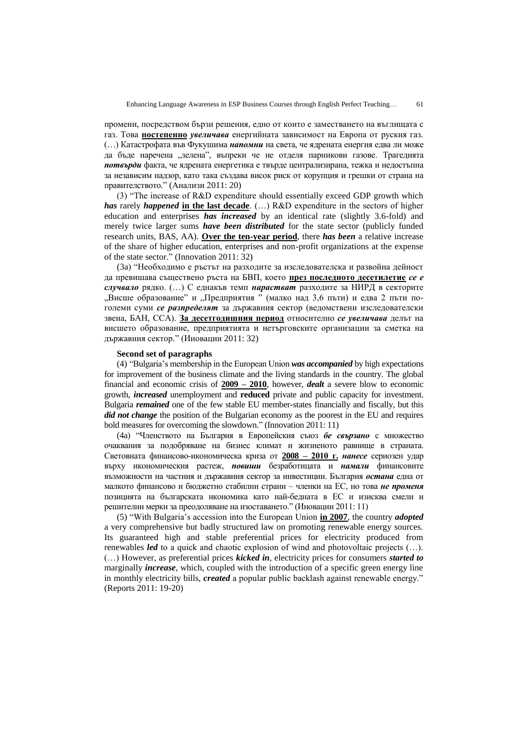промени, посредством бързи решения, едно от които е заместването на въглищата с газ. Това **<u>постепенно</u>** ***увеличава*** енергийната зависимост на Европа от руския газ. (…) Катастрофата във Фукушима ***напомни*** на света, че ядрената енергия едва ли може да бъде наречена „зелена", въпреки че не отделя парникови газове. Трагедията ***потвърди*** факта, че ядрената енергетика е твърде централизирана, тежка и недостъпна за независим надзор, като така създава висок риск от корупция и грешки от страна на правителството." (Анализи 2011: 20)

(3) "The increase of R&D expenditure should essentially exceed GDP growth which ***has*** rarely ***happened*** **<u>in the last decade</u>**. (…) R&D expenditure in the sectors of higher education and enterprises ***has increased*** by an identical rate (slightly 3.6-fold) and merely twice larger sums ***have been distributed*** for the state sector (publicly funded research units, BAS, AA). **<u>Over the ten-year period</u>**, there ***has been*** a relative increase of the share of higher education, enterprises and non-profit organizations at the expense of the state sector." (Innovation 2011: 32)

(3a) "Необходимо е ръстът на разходите за изследователска и развойна дейност да превишава съществено ръста на БВП, което **<u>през последното десетилетие</u>** ***се е случвало*** рядко. (…) С еднакъв темп ***нарастват*** разходите за НИРД в секторите „Висше образование" и „Предприятия " (малко над 3,6 пъти) и едва 2 пъти по-големи суми ***се разпределят*** за държавния сектор (ведомствени изследователски звена, БАН, ССА). **<u>За десетгодишния период</u>** относително ***се увеличава*** делът на висшето образование, предприятията и нетърговските организации за сметка на държавния сектор." (Иновации 2011: 32)

**Second set of paragraphs**

(4) "Bulgaria's membership in the European Union ***was accompanied*** by high expectations for improvement of the business climate and the living standards in the country. The global financial and economic crisis of **<u>2009 – 2010</u>**, however, ***dealt*** a severe blow to economic growth, ***increased*** unemployment and **reduced** private and public capacity for investment. Bulgaria ***remained*** one of the few stable EU member-states financially and fiscally, but this ***did not change*** the position of the Bulgarian economy as the poorest in the EU and requires bold measures for overcoming the slowdown." (Innovation 2011: 11)

(4a) "Членството на България в Европейския съюз ***бе свързано*** с множество очаквания за подобряване на бизнес климат и жизненото равнище в страната. Световната финансово-икономическа криза от **<u>2008 – 2010 г.</u>** ***нанесе*** сериозен удар върху икономическия растеж, ***повиши*** безработицата и ***намали*** финансовите възможности на частния и държавния сектор за инвестиции. България ***остана*** една от малкото финансово и бюджетно стабилни страни – членки на ЕС, но това ***не променя*** позицията на българската икономика като най-бедната в ЕС и изисква смели и решителни мерки за преодоляване на изоставането." (Иновации 2011: 11)

(5) "With Bulgaria's accession into the European Union **<u>in 2007</u>**, the country ***adopted*** a very comprehensive but badly structured law on promoting renewable energy sources. Its guaranteed high and stable preferential prices for electricity produced from renewables ***led*** to a quick and chaotic explosion of wind and photovoltaic projects (…). (…) However, as preferential prices ***kicked in***, electricity prices for consumers ***started to*** marginally ***increase***, which, coupled with the introduction of a specific green energy line in monthly electricity bills, ***created*** a popular public backlash against renewable energy." (Reports 2011: 19-20)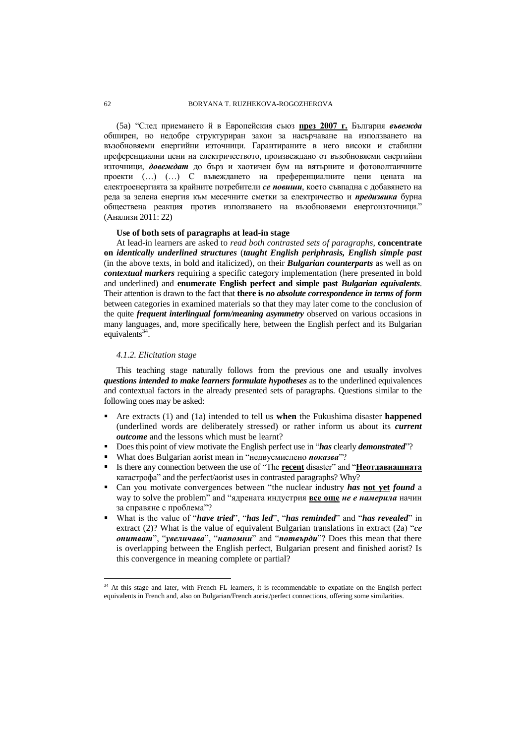(5a) "След приемането ѝ в Европейския съюз **<u>през 2007 г.</u>** България ***въвежда*** обширен, но недобре структуриран закон за насърчаване на използването на възобновяеми енергийни източници. Гарантираните в него високи и стабилни преференциални цени на електричеството, произвеждано от възобновяеми енергийни източници, ***довеждат*** до бърз и хаотичен бум на вятърните и фотоволтаичните проекти (…) (…) С въвеждането на преференциалните цени цената на електроенергията за крайните потребители ***се повиши***, което съвпадна с добавянето на реда за зелена енергия към месечните сметки за електричество и ***предизвика*** бурна обществена реакция против използването на възобновяеми енергоизточници." (Анализи 2011: 22)

**Use of both sets of paragraphs at lead-in stage**

At lead-in learners are asked to *read both contrasted sets of paragraphs*, **concentrate on *identically underlined structures*** (***taught English periphrasis, English simple past*** (in the above texts, in bold and italicized), on their ***Bulgarian counterparts*** as well as on ***contextual markers*** requiring a specific category implementation (here presented in bold and underlined) and **enumerate English perfect and simple past *Bulgarian equivalents***. Their attention is drawn to the fact that **there is *no absolute correspondence in terms of form*** between categories in examined materials so that they may later come to the conclusion of the quite ***frequent interlingual form/meaning asymmetry*** observed on various occasions in many languages, and, more specifically here, between the English perfect and its Bulgarian equivalents[34].

#### *4.1.2. Elicitation stage*

This teaching stage naturally follows from the previous one and usually involves ***questions intended to make learners formulate hypotheses*** as to the underlined equivalences and contextual factors in the already presented sets of paragraphs. Questions similar to the following ones may be asked:

- Are extracts (1) and (1a) intended to tell us **when** the Fukushima disaster **happened** (underlined words are deliberately stressed) or rather inform us about its ***current outcome*** and the lessons which must be learnt?
- Does this point of view motivate the English perfect use in "***has*** clearly ***demonstrated***"?
- What does Bulgarian aorist mean in "недвусмислено ***показва***"?
- Is there any connection between the use of "The **<u>recent</u>** disaster" and "**<u>Неотдавнашната</u>** катастрофа" and the perfect/aorist uses in contrasted paragraphs? Why?
- Can you motivate convergences between "the nuclear industry ***has*** **<u>not yet</u>** ***found*** a way to solve the problem" and "ядрената индустрия **<u>все още</u>** ***не е намерила*** начин за справяне с проблема"?
- What is the value of "***have tried***", "***has led***", "***has reminded***" and "***has revealed***" in extract (2)? What is the value of equivalent Bulgarian translations in extract (2a) "***се опитват***", "***увеличава***", "***напомни***" and "***потвърди***"? Does this mean that there is overlapping between the English perfect, Bulgarian present and finished aorist? Is this convergence in meaning complete or partial?

---

[34] At this stage and later, with French FL learners, it is recommendable to expatiate on the English perfect equivalents in French and, also on Bulgarian/French aorist/perfect connections, offering some similarities.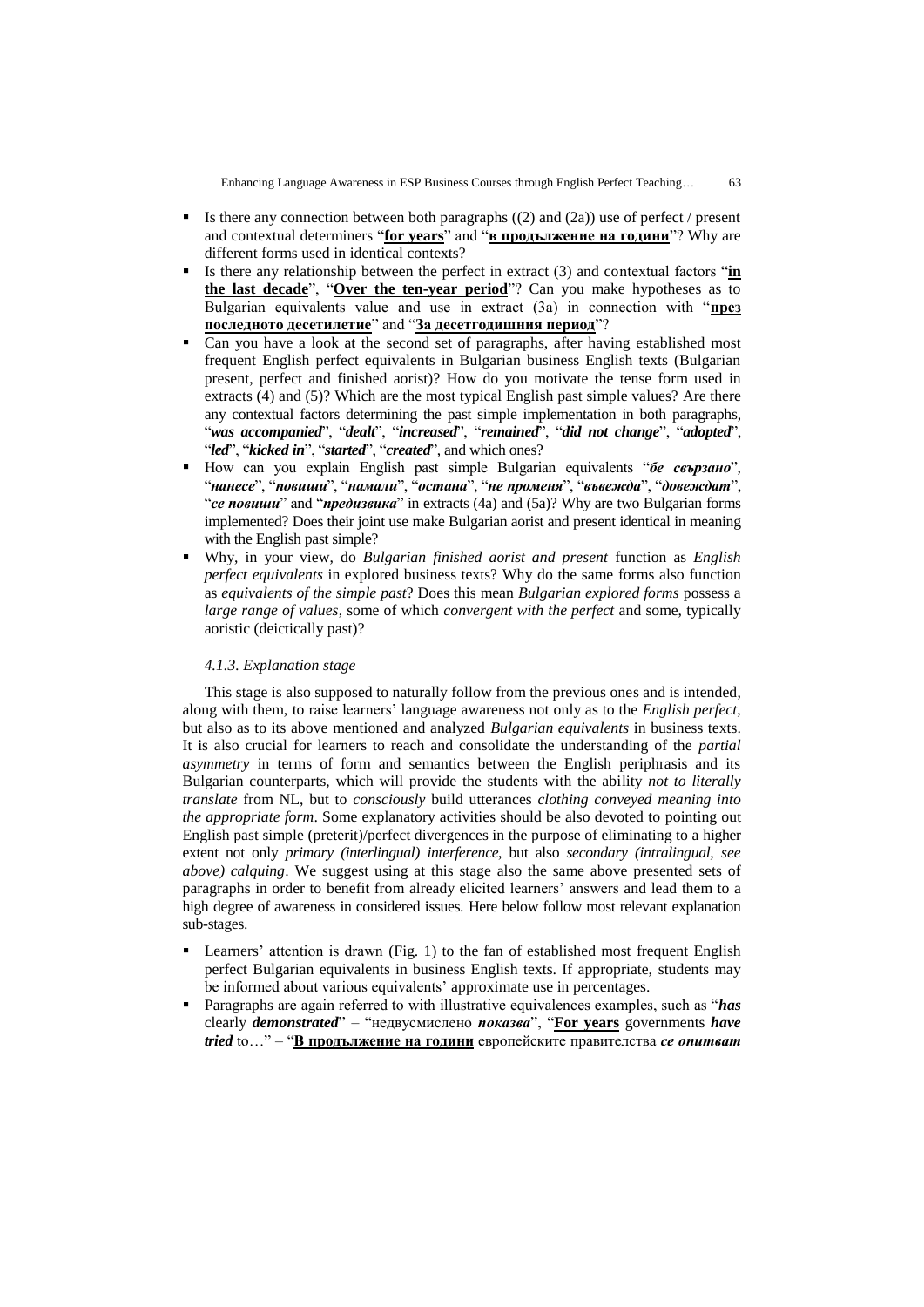- Is there any connection between both paragraphs ((2) and (2a)) use of perfect / present and contextual determiners "**<u>for years</u>**" and "**<u>в продължение на години</u>**"? Why are different forms used in identical contexts?
- Is there any relationship between the perfect in extract (3) and contextual factors "**<u>in the last decade</u>**", "**<u>Over the ten-year period</u>**"? Can you make hypotheses as to Bulgarian equivalents value and use in extract (3a) in connection with "**<u>през последното десетилетие</u>**" and "**<u>За десетгодишния период</u>**"?
- Can you have a look at the second set of paragraphs, after having established most frequent English perfect equivalents in Bulgarian business English texts (Bulgarian present, perfect and finished aorist)? How do you motivate the tense form used in extracts (4) and (5)? Which are the most typical English past simple values? Are there any contextual factors determining the past simple implementation in both paragraphs, "***was accompanied***", "***dealt***", "***increased***", "***remained***", "***did not change***", "***adopted***", "***led***", "***kicked in***", "***started***", "***created***", and which ones?
- How can you explain English past simple Bulgarian equivalents "***бе свързано***", "***нанесе***", "***повиши***", "***намали***", "***остана***", "***не променя***", "***въвежда***", "***довеждат***", "***се повиши***" and "***предизвика***" in extracts (4a) and (5a)? Why are two Bulgarian forms implemented? Does their joint use make Bulgarian aorist and present identical in meaning with the English past simple?
- Why, in your view, do *Bulgarian finished aorist and present* function as *English perfect equivalents* in explored business texts? Why do the same forms also function as *equivalents of the simple past*? Does this mean *Bulgarian explored forms* possess a *large range of values*, some of which *convergent with the perfect* and some, typically aoristic (deictically past)?

#### *4.1.3. Explanation stage*

This stage is also supposed to naturally follow from the previous ones and is intended, along with them, to raise learners' language awareness not only as to the *English perfect*, but also as to its above mentioned and analyzed *Bulgarian equivalents* in business texts. It is also crucial for learners to reach and consolidate the understanding of the *partial asymmetry* in terms of form and semantics between the English periphrasis and its Bulgarian counterparts, which will provide the students with the ability *not to literally translate* from NL, but to *consciously* build utterances *clothing conveyed meaning into the appropriate form*. Some explanatory activities should be also devoted to pointing out English past simple (preterit)/perfect divergences in the purpose of eliminating to a higher extent not only *primary (interlingual) interference*, but also *secondary (intralingual, see above) calquing*. We suggest using at this stage also the same above presented sets of paragraphs in order to benefit from already elicited learners' answers and lead them to a high degree of awareness in considered issues. Here below follow most relevant explanation sub-stages.

- Learners' attention is drawn (Fig. 1) to the fan of established most frequent English perfect Bulgarian equivalents in business English texts. If appropriate, students may be informed about various equivalents' approximate use in percentages.
- Paragraphs are again referred to with illustrative equivalences examples, such as "***has*** clearly ***demonstrated***" – "недвусмислено ***показва***", "**<u>For years</u>** governments ***have tried*** to…" – "**<u>В продължение на години</u>** европейските правителства ***се опитват***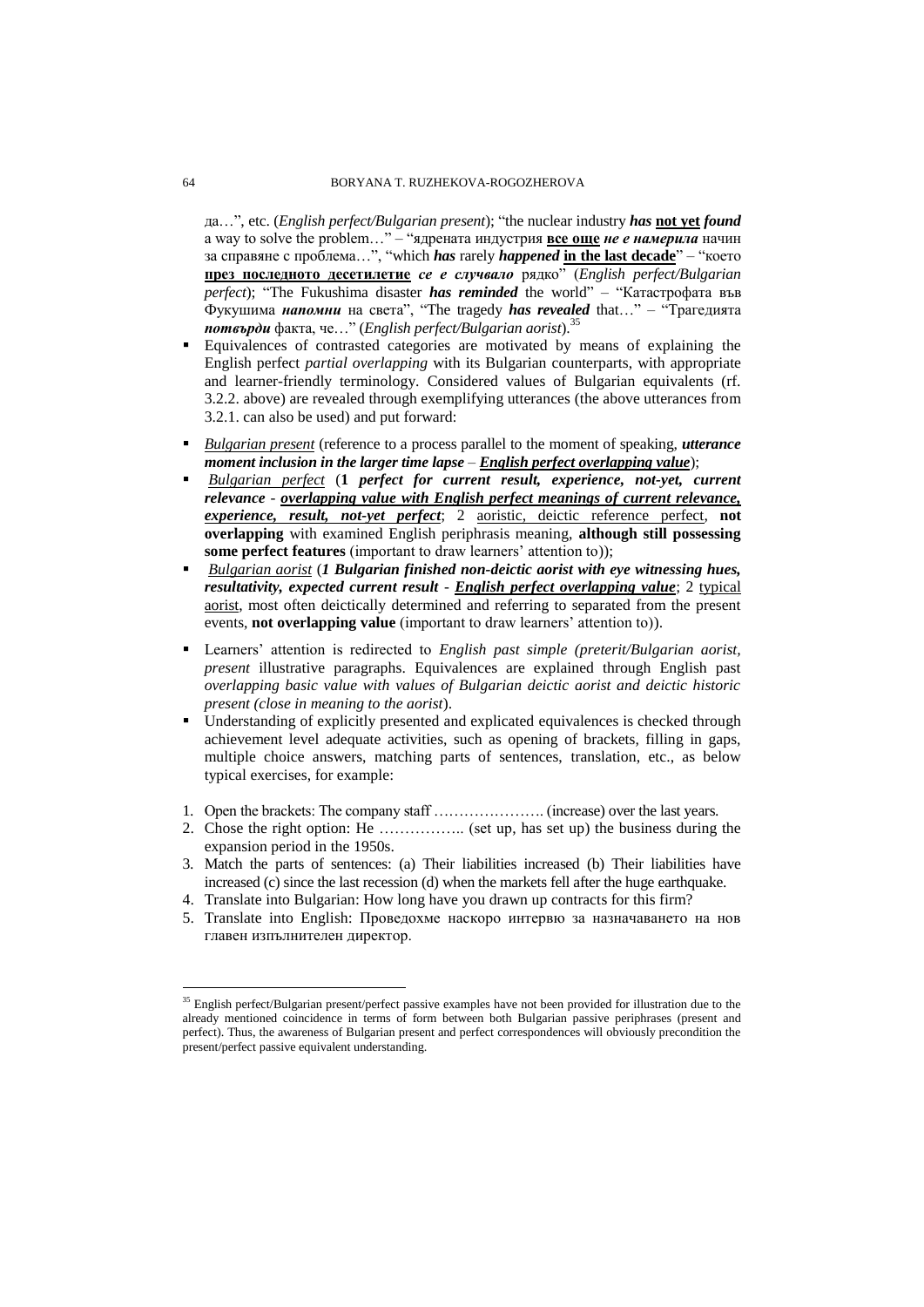да…", etc. (*English perfect/Bulgarian present*); "the nuclear industry ***has*** **<u>not yet</u>** ***found*** a way to solve the problem…" – "ядрената индустрия **<u>все още</u>** ***не е намерила*** начин за справяне с проблема…", "which ***has*** rarely ***happened*** **<u>in the last decade</u>**" – "което **<u>през последното десетилетие</u>** ***се е случвало*** рядко" (*English perfect/Bulgarian perfect*); "The Fukushima disaster ***has reminded*** the world" – "Катастрофата във Фукушима ***напомни*** на света", "The tragedy ***has revealed*** that…" – "Трагедията ***потвърди*** факта, че…" (*English perfect/Bulgarian aorist*).[35]

- Equivalences of contrasted categories are motivated by means of explaining the English perfect *partial overlapping* with its Bulgarian counterparts, with appropriate and learner-friendly terminology. Considered values of Bulgarian equivalents (rf. 3.2.2. above) are revealed through exemplifying utterances (the above utterances from 3.2.1. can also be used) and put forward:

- *<u>Bulgarian present</u>* (reference to a process parallel to the moment of speaking, ***utterance moment inclusion in the larger time lapse*** – ***<u>English perfect overlapping value</u>***);
- *<u>Bulgarian perfect</u>* (**1** ***perfect for current result, experience, not-yet, current relevance*** - ***<u>overlapping value with English perfect meanings of current relevance, experience, result, not-yet perfect</u>***; 2 <u>aoristic, deictic reference perfect</u>, **not overlapping** with examined English periphrasis meaning, **although still possessing some perfect features** (important to draw learners' attention to));
- *<u>Bulgarian aorist</u>* (***1 Bulgarian finished non-deictic aorist with eye witnessing hues, resultativity, expected current result*** - ***<u>English perfect overlapping value</u>***; 2 <u>typical aorist</u>, most often deictically determined and referring to separated from the present events, **not overlapping value** (important to draw learners' attention to)).

- Learners' attention is redirected to *English past simple (preterit/Bulgarian aorist, present* illustrative paragraphs. Equivalences are explained through English past *overlapping basic value with values of Bulgarian deictic aorist and deictic historic present (close in meaning to the aorist*).
- Understanding of explicitly presented and explicated equivalences is checked through achievement level adequate activities, such as opening of brackets, filling in gaps, multiple choice answers, matching parts of sentences, translation, etc., as below typical exercises, for example:

1. Open the brackets: The company staff …………………. (increase) over the last years.
2. Chose the right option: He …………….. (set up, has set up) the business during the expansion period in the 1950s.
3. Match the parts of sentences: (a) Their liabilities increased (b) Their liabilities have increased (c) since the last recession (d) when the markets fell after the huge earthquake.
4. Translate into Bulgarian: How long have you drawn up contracts for this firm?
5. Translate into English: Проведохме наскоро интервю за назначаването на нов главен изпълнителен директор.

[35] English perfect/Bulgarian present/perfect passive examples have not been provided for illustration due to the already mentioned coincidence in terms of form between both Bulgarian passive periphrases (present and perfect). Thus, the awareness of Bulgarian present and perfect correspondences will obviously precondition the present/perfect passive equivalent understanding.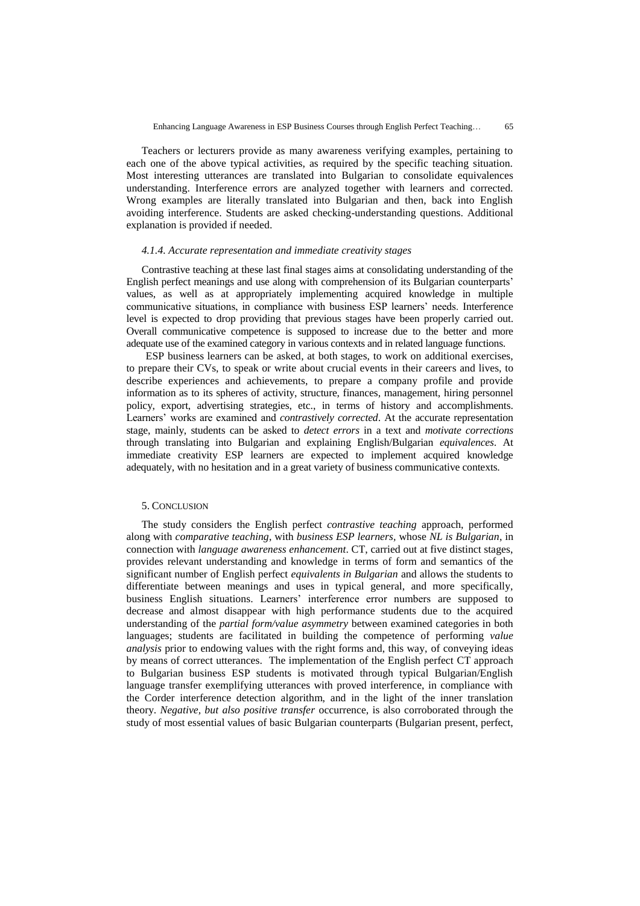Teachers or lecturers provide as many awareness verifying examples, pertaining to each one of the above typical activities, as required by the specific teaching situation. Most interesting utterances are translated into Bulgarian to consolidate equivalences understanding. Interference errors are analyzed together with learners and corrected. Wrong examples are literally translated into Bulgarian and then, back into English avoiding interference. Students are asked checking-understanding questions. Additional explanation is provided if needed.

#### *4.1.4. Accurate representation and immediate creativity stages*

Contrastive teaching at these last final stages aims at consolidating understanding of the English perfect meanings and use along with comprehension of its Bulgarian counterparts' values, as well as at appropriately implementing acquired knowledge in multiple communicative situations, in compliance with business ESP learners' needs. Interference level is expected to drop providing that previous stages have been properly carried out. Overall communicative competence is supposed to increase due to the better and more adequate use of the examined category in various contexts and in related language functions.

ESP business learners can be asked, at both stages, to work on additional exercises, to prepare their CVs, to speak or write about crucial events in their careers and lives, to describe experiences and achievements, to prepare a company profile and provide information as to its spheres of activity, structure, finances, management, hiring personnel policy, export, advertising strategies, etc., in terms of history and accomplishments. Learners' works are examined and *contrastively corrected*. At the accurate representation stage, mainly, students can be asked to *detect errors* in a text and *motivate corrections* through translating into Bulgarian and explaining English/Bulgarian *equivalences*. At immediate creativity ESP learners are expected to implement acquired knowledge adequately, with no hesitation and in a great variety of business communicative contexts.

## 5. Conclusion

The study considers the English perfect *contrastive teaching* approach, performed along with *comparative teaching*, with *business ESP learners*, whose *NL is Bulgarian*, in connection with *language awareness enhancement*. CT, carried out at five distinct stages, provides relevant understanding and knowledge in terms of form and semantics of the significant number of English perfect *equivalents in Bulgarian* and allows the students to differentiate between meanings and uses in typical general, and more specifically, business English situations. Learners' interference error numbers are supposed to decrease and almost disappear with high performance students due to the acquired understanding of the *partial form/value asymmetry* between examined categories in both languages; students are facilitated in building the competence of performing *value analysis* prior to endowing values with the right forms and, this way, of conveying ideas by means of correct utterances. The implementation of the English perfect CT approach to Bulgarian business ESP students is motivated through typical Bulgarian/English language transfer exemplifying utterances with proved interference, in compliance with the Corder interference detection algorithm, and in the light of the inner translation theory. *Negative, but also positive transfer* occurrence, is also corroborated through the study of most essential values of basic Bulgarian counterparts (Bulgarian present, perfect,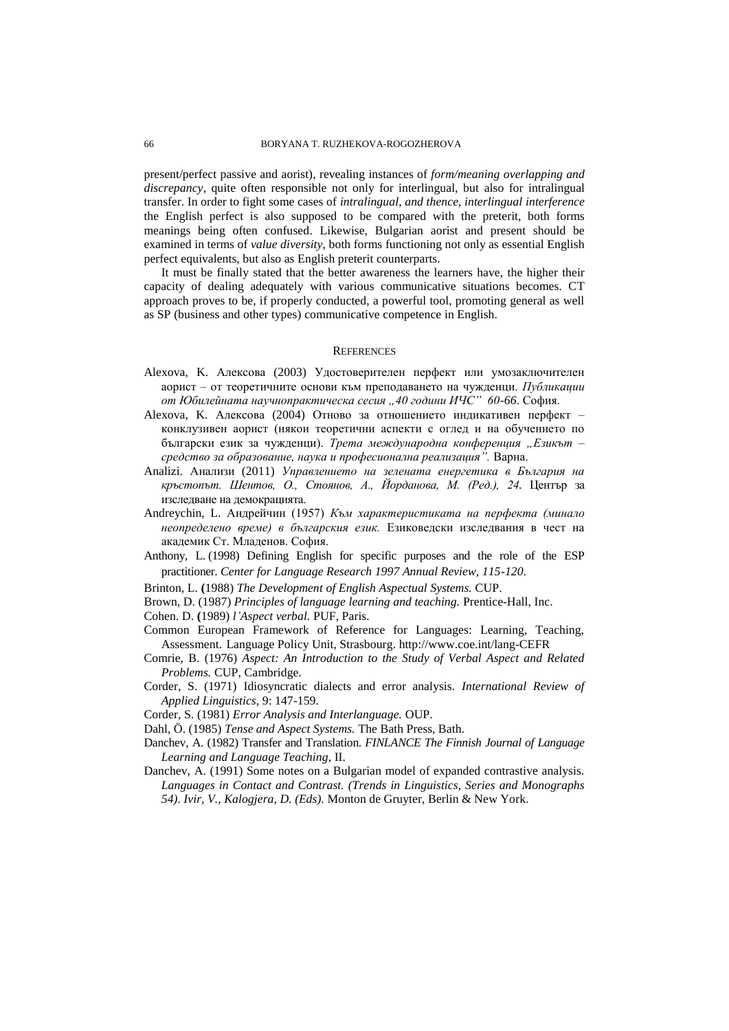present/perfect passive and aorist), revealing instances of *form/meaning overlapping and discrepancy*, quite often responsible not only for interlingual, but also for intralingual transfer. In order to fight some cases of *intralingual, and thence, interlingual interference* the English perfect is also supposed to be compared with the preterit, both forms meanings being often confused. Likewise, Bulgarian aorist and present should be examined in terms of *value diversity*, both forms functioning not only as essential English perfect equivalents, but also as English preterit counterparts.

It must be finally stated that the better awareness the learners have, the higher their capacity of dealing adequately with various communicative situations becomes. CT approach proves to be, if properly conducted, a powerful tool, promoting general as well as SP (business and other types) communicative competence in English.

## References

Alexova, K. Алексова (2003) Удостоверителен перфект или умозаключителен аорист – от теоретичните основи към преподаването на чужденци. *Публикации от Юбилейната научнопрактическа сесия „40 години ИЧС" 60-66*. София.

Alexova, K. Алексова (2004) Отново за отношението индикативен перфект – конклузивен аорист (някои теоретични аспекти с оглед и на обучението по български език за чужденци). *Трета международна конференция „Езикът – средство за образование, наука и професионална реализация".* Варна.

Analizi. Анализи (2011) *Управлението на зелената енергетика в България на кръстопът. Шентов, О., Стоянов, А., Йорданова, М. (Ред.), 24.* Център за изследване на демокрацията.

Andreychin, L. Андрейчин (1957) *Към характеристиката на перфекта (минало неопределено време) в българския език.* Езиковедски изследвания в чест на академик Ст. Младенов. София.

Anthony, L. (1998) Defining English for specific purposes and the role of the ESP practitioner. *Center for Language Research 1997 Annual Review, 115-120.*

Brinton, L. (1988) *The Development of English Aspectual Systems.* CUP.

Brown, D. (1987) *Principles of language learning and teaching.* Prentice-Hall, Inc.

Cohen. D. (1989) *l'Aspect verbal.* PUF, Paris.

Common European Framework of Reference for Languages: Learning, Teaching, Assessment. Language Policy Unit, Strasbourg. http://www.coe.int/lang-CEFR

Comrie, B. (1976) *Aspect: An Introduction to the Study of Verbal Aspect and Related Problems.* CUP, Cambridge.

Corder, S. (1971) Idiosyncratic dialects and error analysis. *International Review of Applied Linguistics*, 9: 147-159.

Corder, S. (1981) *Error Analysis and Interlanguage.* OUP.

Dahl, Ö. (1985) *Tense and Aspect Systems.* The Bath Press, Bath.

Danchev, A. (1982) Transfer and Translation. *FINLANCE The Finnish Journal of Language Learning and Language Teaching*, II.

Danchev, A. (1991) Some notes on a Bulgarian model of expanded contrastive analysis. *Languages in Contact and Contrast. (Trends in Linguistics, Series and Monographs 54). Ivir, V., Kalogjera, D. (Eds).* Monton de Gruyter, Berlin & New York.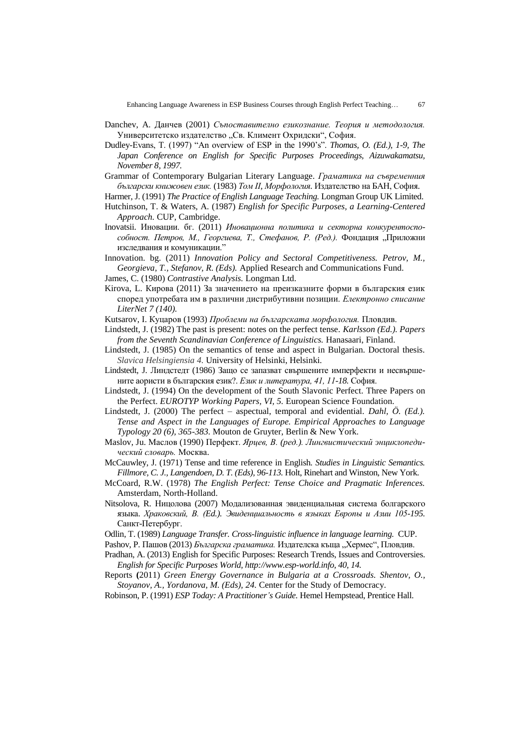Danchev, A. Данчев (2001) *Съпоставително езикознание. Теория и методология.* Университетско издателство „Св. Климент Охридски", София.

Dudley-Evans, T. (1997) "An overview of ESP in the 1990's". *Thomas, O. (Ed.), 1-9, The Japan Conference on English for Specific Purposes Proceedings, Aizuwakamatsu, November 8, 1997.*

Grammar of Contemporary Bulgarian Literary Language. *Граматика на съвременния български книжовен език.* (1983) *Том II, Морфология.* Издателство на БАН, София.

Harmer, J. (1991) *The Practice of English Language Teaching.* Longman Group UK Limited.

Hutchinson, T. & Waters, A. (1987) *English for Specific Purposes, a Learning-Centered Approach.* CUP, Cambridge.

Inovatsii. Иновации. бг. (2011) *Иновационна политика и секторна конкурентоспособност. Петров, М., Георгиева, Т., Стефанов, Р. (Ред.).* Фондация „Приложни изследвания и комуникации."

Innovation. bg. (2011) *Innovation Policy and Sectoral Competitiveness. Petrov, M., Georgieva, T., Stefanov, R. (Eds).* Applied Research and Communications Fund.

James, C. (1980) *Contrastive Analysis.* Longman Ltd.

Kirova, L. Кирова (2011) За значението на преизказните форми в българския език според употребата им в различни дистрибутивни позиции. *Електронно списание LiterNet 7 (140).*

Kutsarov, I. Куцаров (1993) *Проблеми на българската морфология.* Пловдив.

Lindstedt, J. (1982) The past is present: notes on the perfect tense. *Karlsson (Ed.). Papers from the Seventh Scandinavian Conference of Linguistics.* Hanasaari, Finland.

Lindstedt, J. (1985) On the semantics of tense and aspect in Bulgarian. Doctoral thesis. *Slavica Helsingiensia 4.* University of Helsinki, Helsinki.

Lindstedt, J. Линдстедт (1986) Защо се запазват свършените имперфекти и несвършените аористи в българския език?. *Език и литература, 41, 11-18.* София.

Lindstedt, J. (1994) On the development of the South Slavonic Perfect. Three Papers on the Perfect. *EUROTYP Working Papers, VI, 5.* European Science Foundation.

Lindstedt, J. (2000) The perfect – aspectual, temporal and evidential. *Dahl, Ö. (Ed.). Tense and Aspect in the Languages of Europe. Empirical Approaches to Language Typology 20 (6), 365-383.* Mouton de Gruyter, Berlin & New York.

Maslov, Ju. Маслов (1990) Перфект. *Ярцев, В. (ред.). Лингвистический энциклопедический словарь.* Москва.

McCauwley, J. (1971) Tense and time reference in English. *Studies in Linguistic Semantics. Fillmore, C. J., Langendoen, D. T. (Eds), 96-113.* Holt, Rinehart and Winston, New York.

McCoard, R.W. (1978) *The English Perfect: Tense Choice and Pragmatic Inferences.* Amsterdam, North-Holland.

Nitsolova, R. Ницолова (2007) Модализованная эвиденциальная система болгарского языка. *Храковский, В. (Ed.). Эвиденциальность в языках Европы и Азии 105-195.* Санкт-Петербург.

Odlin, T. (1989) *Language Transfer. Cross-linguistic influence in language learning.* CUP.

Pashov, P. Пашов (2013) *Българска граматика.* Издателска къща „Хермес", Пловдив.

Pradhan, A. (2013) English for Specific Purposes: Research Trends, Issues and Controversies. *English for Specific Purposes World, http://www.esp-world.info, 40, 14.*

Reports (2011) *Green Energy Governance in Bulgaria at a Crossroads. Shentov, O., Stoyanov, A., Yordanova, M. (Eds), 24.* Center for the Study of Democracy.

Robinson, P. (1991) *ESP Today: A Practitioner's Guide.* Hemel Hempstead, Prentice Hall.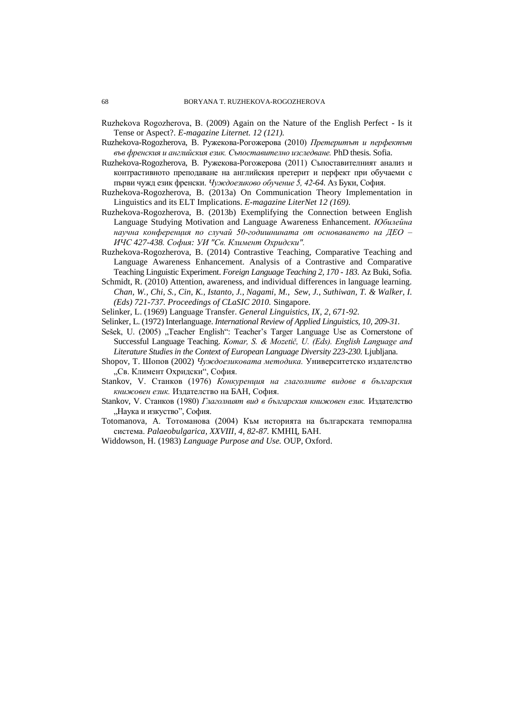Ruzhekova Rogozherova, B. (2009) Again on the Nature of the English Perfect - Is it Tense or Aspect?. *E-magazine Liternet. 12 (121).*

Ruzhekova-Rogozherova, B. Ружекова-Рогожерова (2010) *Претеритът и перфектът във френския и английския език. Съпоставително изследване.* PhD thesis. Sofia.

Ruzhekova-Rogozherova, B. Ружекова-Рогожерова (2011) Съпоставителният анализ и контрастивното преподаване на английския претерит и перфект при обучаеми с първи чужд език френски. *Чуждоезиково обучение 5, 42-64.* Аз Буки, София.

Ruzhekova-Rogozherova, B. (2013a) On Communication Theory Implementation in Linguistics and its ELT Implications. *E-magazine LiterNet 12 (169).*

Ruzhekova-Rogozherova, B. (2013b) Exemplifying the Connection between English Language Studying Motivation and Language Awareness Enhancement. *Юбилейна научна конференция по случай 50-годишнината от основаването на ДЕО – ИЧС 427-438. София: УИ "Св. Климент Охридски".*

Ruzhekova-Rogozherova, B. (2014) Contrastive Teaching, Comparative Teaching and Language Awareness Enhancement. Analysis of a Contrastive and Comparative Teaching Linguistic Experiment. *Foreign Language Teaching 2, 170 - 183.* Az Buki, Sofia.

Schmidt, R. (2010) Attention, awareness, and individual differences in language learning. *Chan, W., Chi, S., Cin, K., Istanto, J., Nagami, M., Sew, J., Suthiwan, T. & Walker, I. (Eds) 721-737. Proceedings of CLaSIC 2010.* Singapore.

Selinker, L. (1969) Language Transfer. *General Linguistics, IX, 2, 671-92.*

Selinker, L. (1972) Interlanguage. *International Review of Applied Linguistics, 10, 209-31.*

Sešek, U. (2005) „Teacher English": Teacher's Targer Language Use as Cornerstone of Successful Language Teaching. *Komar, S. & Mozetič, U. (Eds). English Language and Literature Studies in the Context of European Language Diversity 223-230.* Ljubljana.

Shopov, T. Шопов (2002) *Чуждоезиковата методика.* Университетско издателство „Св. Климент Охридски", София.

Stankov, V. Станков (1976) *Конкуренция на глаголните видове в българския книжовен език.* Издателство на БАН, София.

Stankov, V. Станков (1980) *Глаголният вид в българския книжовен език.* Издателство „Наука и изкуство", София.

Totomanova, A. Тотоманова (2004) Към историята на българската темпорална система. *Palaeobulgarica, XXVIII, 4, 82-87.* КМНЦ, БАН.

Widdowson, H. (1983) *Language Purpose and Use.* OUP, Oxford.